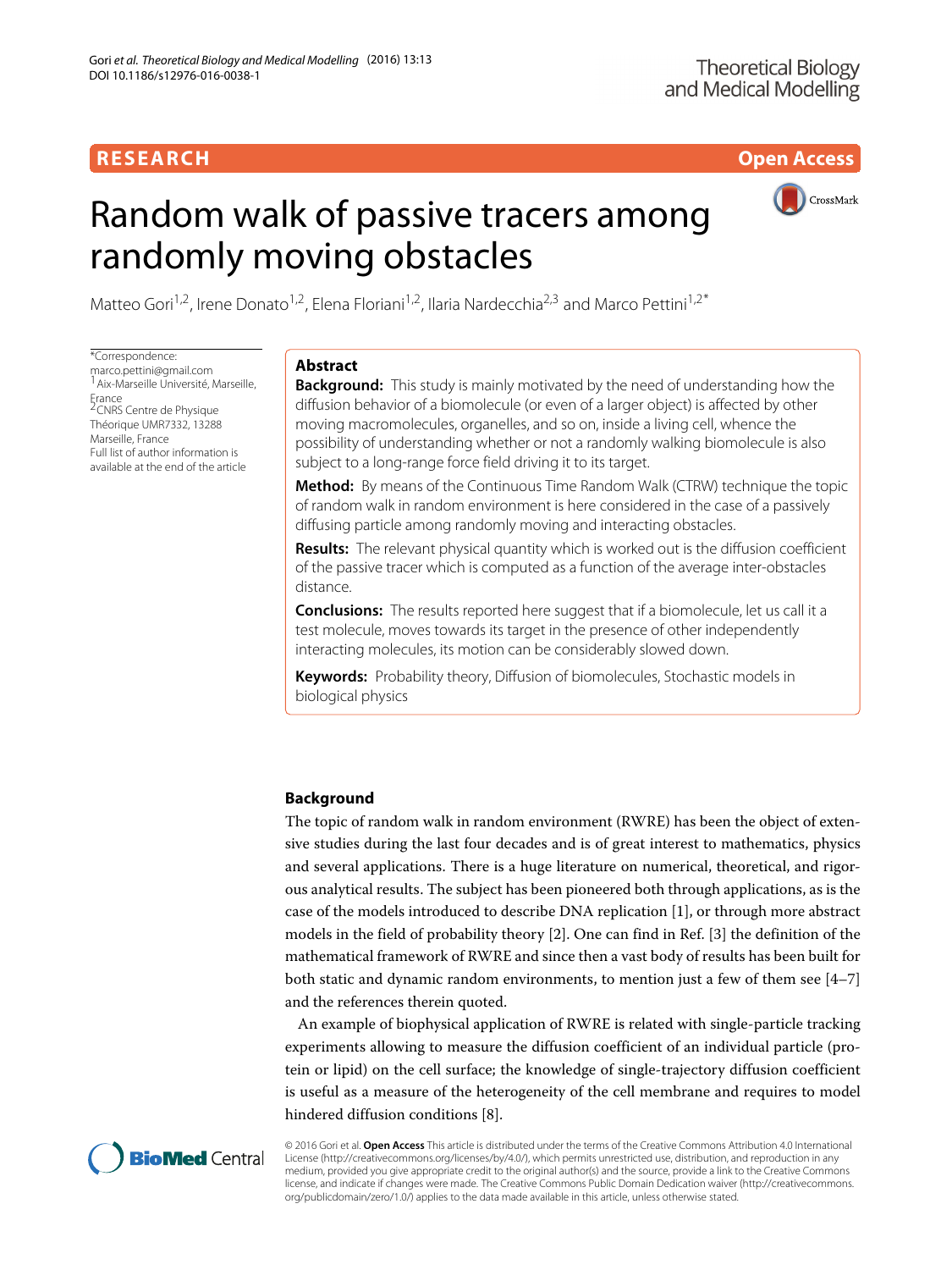RESEARCH

Open Access

# Random walk of passive tracers among randomly moving obstacles

Matteo Gori[1,2], Irene Donato[1,2], Elena Floriani[1,2], Ilaria Nardecchia[2,3] and Marco Pettini[1,2*]

*Correspondence: marco.pettini@gmail.com
[1] Aix-Marseille Université, Marseille, France
[2] CNRS Centre de Physique Théorique UMR7332, 13288 Marseille, France
Full list of author information is available at the end of the article

## Abstract

**Background:** This study is mainly motivated by the need of understanding how the diffusion behavior of a biomolecule (or even of a larger object) is affected by other moving macromolecules, organelles, and so on, inside a living cell, whence the possibility of understanding whether or not a randomly walking biomolecule is also subject to a long-range force field driving it to its target.

**Method:** By means of the Continuous Time Random Walk (CTRW) technique the topic of random walk in random environment is here considered in the case of a passively diffusing particle among randomly moving and interacting obstacles.

**Results:** The relevant physical quantity which is worked out is the diffusion coefficient of the passive tracer which is computed as a function of the average inter-obstacles distance.

**Conclusions:** The results reported here suggest that if a biomolecule, let us call it a test molecule, moves towards its target in the presence of other independently interacting molecules, its motion can be considerably slowed down.

**Keywords:** Probability theory, Diffusion of biomolecules, Stochastic models in biological physics

## Background

The topic of random walk in random environment (RWRE) has been the object of extensive studies during the last four decades and is of great interest to mathematics, physics and several applications. There is a huge literature on numerical, theoretical, and rigorous analytical results. The subject has been pioneered both through applications, as is the case of the models introduced to describe DNA replication [1], or through more abstract models in the field of probability theory [2]. One can find in Ref. [3] the definition of the mathematical framework of RWRE and since then a vast body of results has been built for both static and dynamic random environments, to mention just a few of them see [4–7] and the references therein quoted.

An example of biophysical application of RWRE is related with single-particle tracking experiments allowing to measure the diffusion coefficient of an individual particle (protein or lipid) on the cell surface; the knowledge of single-trajectory diffusion coefficient is useful as a measure of the heterogeneity of the cell membrane and requires to model hindered diffusion conditions [8].

© 2016 Gori et al. **Open Access** This article is distributed under the terms of the Creative Commons Attribution 4.0 International License (http://creativecommons.org/licenses/by/4.0/), which permits unrestricted use, distribution, and reproduction in any medium, provided you give appropriate credit to the original author(s) and the source, provide a link to the Creative Commons license, and indicate if changes were made. The Creative Commons Public Domain Dedication waiver (http://creativecommons.org/publicdomain/zero/1.0/) applies to the data made available in this article, unless otherwise stated.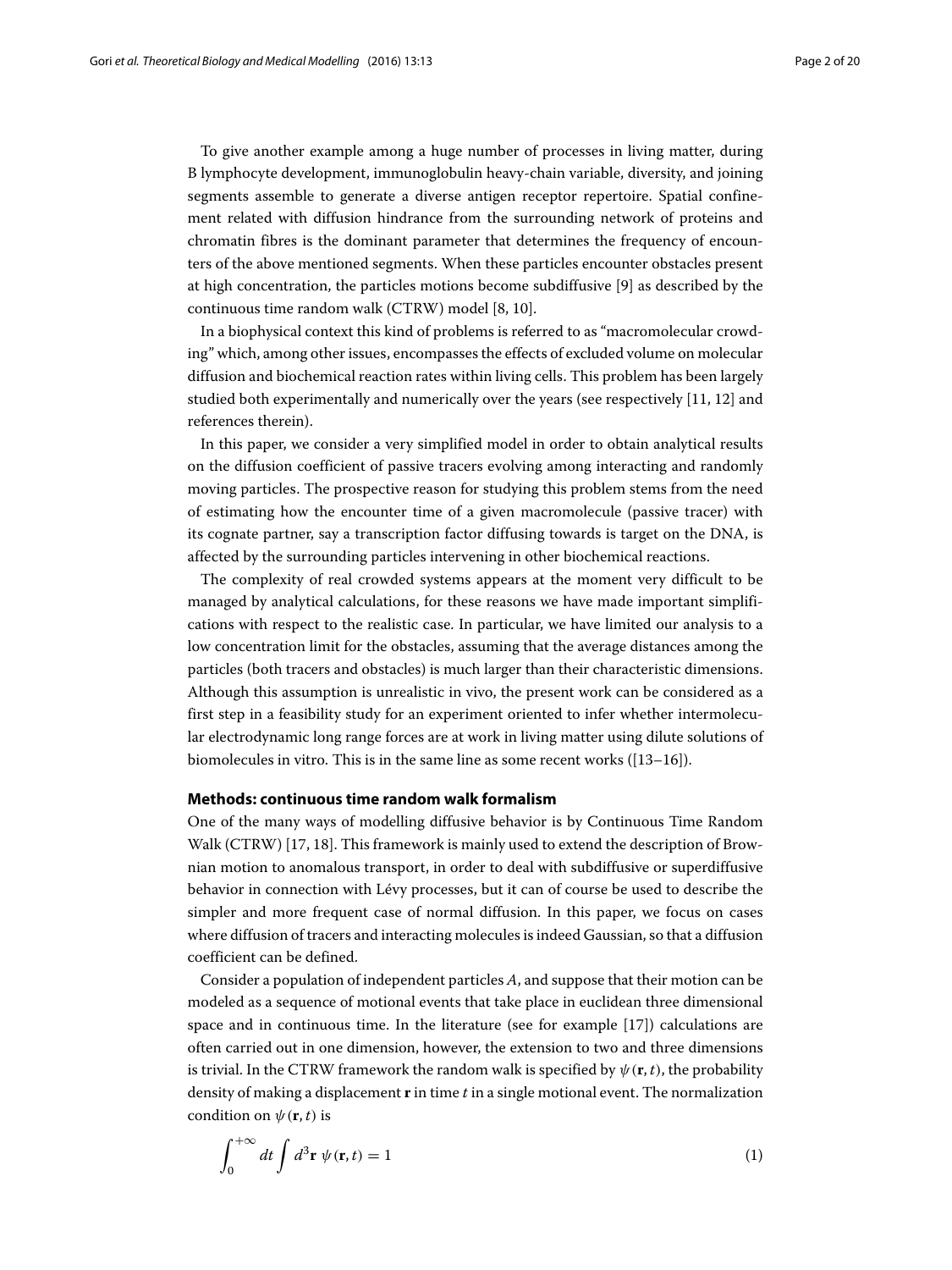To give another example among a huge number of processes in living matter, during B lymphocyte development, immunoglobulin heavy-chain variable, diversity, and joining segments assemble to generate a diverse antigen receptor repertoire. Spatial confinement related with diffusion hindrance from the surrounding network of proteins and chromatin fibres is the dominant parameter that determines the frequency of encounters of the above mentioned segments. When these particles encounter obstacles present at high concentration, the particles motions become subdiffusive [9] as described by the continuous time random walk (CTRW) model [8, 10].

In a biophysical context this kind of problems is referred to as "macromolecular crowding" which, among other issues, encompasses the effects of excluded volume on molecular diffusion and biochemical reaction rates within living cells. This problem has been largely studied both experimentally and numerically over the years (see respectively [11, 12] and references therein).

In this paper, we consider a very simplified model in order to obtain analytical results on the diffusion coefficient of passive tracers evolving among interacting and randomly moving particles. The prospective reason for studying this problem stems from the need of estimating how the encounter time of a given macromolecule (passive tracer) with its cognate partner, say a transcription factor diffusing towards is target on the DNA, is affected by the surrounding particles intervening in other biochemical reactions.

The complexity of real crowded systems appears at the moment very difficult to be managed by analytical calculations, for these reasons we have made important simplifications with respect to the realistic case. In particular, we have limited our analysis to a low concentration limit for the obstacles, assuming that the average distances among the particles (both tracers and obstacles) is much larger than their characteristic dimensions. Although this assumption is unrealistic in vivo, the present work can be considered as a first step in a feasibility study for an experiment oriented to infer whether intermolecular electrodynamic long range forces are at work in living matter using dilute solutions of biomolecules in vitro. This is in the same line as some recent works ([13–16]).

## Methods: continuous time random walk formalism

One of the many ways of modelling diffusive behavior is by Continuous Time Random Walk (CTRW) [17, 18]. This framework is mainly used to extend the description of Brownian motion to anomalous transport, in order to deal with subdiffusive or superdiffusive behavior in connection with Lévy processes, but it can of course be used to describe the simpler and more frequent case of normal diffusion. In this paper, we focus on cases where diffusion of tracers and interacting molecules is indeed Gaussian, so that a diffusion coefficient can be defined.

Consider a population of independent particles $A$, and suppose that their motion can be modeled as a sequence of motional events that take place in euclidean three dimensional space and in continuous time. In the literature (see for example [17]) calculations are often carried out in one dimension, however, the extension to two and three dimensions is trivial. In the CTRW framework the random walk is specified by $\psi(\mathbf{r}, t)$, the probability density of making a displacement $\mathbf{r}$ in time $t$ in a single motional event. The normalization condition on $\psi(\mathbf{r}, t)$ is

$$\int_0^{+\infty} dt \int d^3\mathbf{r}\ \psi(\mathbf{r}, t) = 1 \tag{1}$$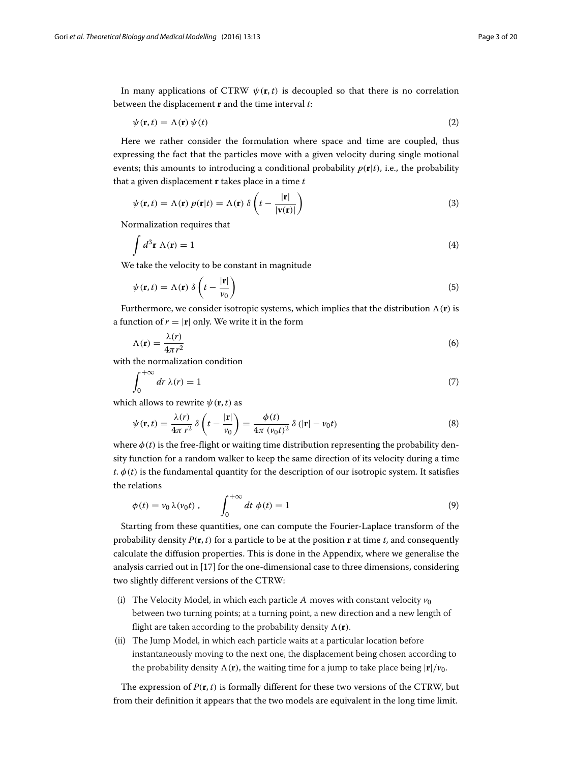In many applications of CTRW $\psi(\mathbf{r}, t)$ is decoupled so that there is no correlation between the displacement $\mathbf{r}$ and the time interval $t$:

$$\psi(\mathbf{r}, t) = \Lambda(\mathbf{r})\, \psi(t) \tag{2}$$

Here we rather consider the formulation where space and time are coupled, thus expressing the fact that the particles move with a given velocity during single motional events; this amounts to introducing a conditional probability $p(\mathbf{r}|t)$, i.e., the probability that a given displacement $\mathbf{r}$ takes place in a time $t$

$$\psi(\mathbf{r}, t) = \Lambda(\mathbf{r})\, p(\mathbf{r}|t) = \Lambda(\mathbf{r})\, \delta\left(t - \frac{|\mathbf{r}|}{|\mathbf{v}(\mathbf{r})|}\right) \tag{3}$$

Normalization requires that

$$\int d^3\mathbf{r}\ \Lambda(\mathbf{r}) = 1 \tag{4}$$

We take the velocity to be constant in magnitude

$$\psi(\mathbf{r}, t) = \Lambda(\mathbf{r})\, \delta\left(t - \frac{|\mathbf{r}|}{v_0}\right) \tag{5}$$

Furthermore, we consider isotropic systems, which implies that the distribution $\Lambda(\mathbf{r})$ is a function of $r = |\mathbf{r}|$ only. We write it in the form

$$\Lambda(\mathbf{r}) = \frac{\lambda(r)}{4\pi r^2} \tag{6}$$

with the normalization condition

$$\int_0^{+\infty} dr\ \lambda(r) = 1 \tag{7}$$

which allows to rewrite $\psi(\mathbf{r}, t)$ as

$$\psi(\mathbf{r}, t) = \frac{\lambda(r)}{4\pi\ r^2}\, \delta\left(t - \frac{|\mathbf{r}|}{v_0}\right) = \frac{\phi(t)}{4\pi\ (v_0 t)^2}\, \delta\left(|\mathbf{r}| - v_0 t\right) \tag{8}$$

where $\phi(t)$ is the free-flight or waiting time distribution representing the probability density function for a random walker to keep the same direction of its velocity during a time $t$. $\phi(t)$ is the fundamental quantity for the description of our isotropic system. It satisfies the relations

$$\phi(t) = v_0\, \lambda(v_0 t)\ , \qquad \int_0^{+\infty} dt\ \phi(t) = 1 \tag{9}$$

Starting from these quantities, one can compute the Fourier-Laplace transform of the probability density $P(\mathbf{r}, t)$ for a particle to be at the position $\mathbf{r}$ at time $t$, and consequently calculate the diffusion properties. This is done in the Appendix, where we generalise the analysis carried out in [17] for the one-dimensional case to three dimensions, considering two slightly different versions of the CTRW:

(i) The Velocity Model, in which each particle $A$ moves with constant velocity $v_0$ between two turning points; at a turning point, a new direction and a new length of flight are taken according to the probability density $\Lambda(\mathbf{r})$.

(ii) The Jump Model, in which each particle waits at a particular location before instantaneously moving to the next one, the displacement being chosen according to the probability density $\Lambda(\mathbf{r})$, the waiting time for a jump to take place being $|\mathbf{r}|/v_0$.

The expression of $P(\mathbf{r}, t)$ is formally different for these two versions of the CTRW, but from their definition it appears that the two models are equivalent in the long time limit.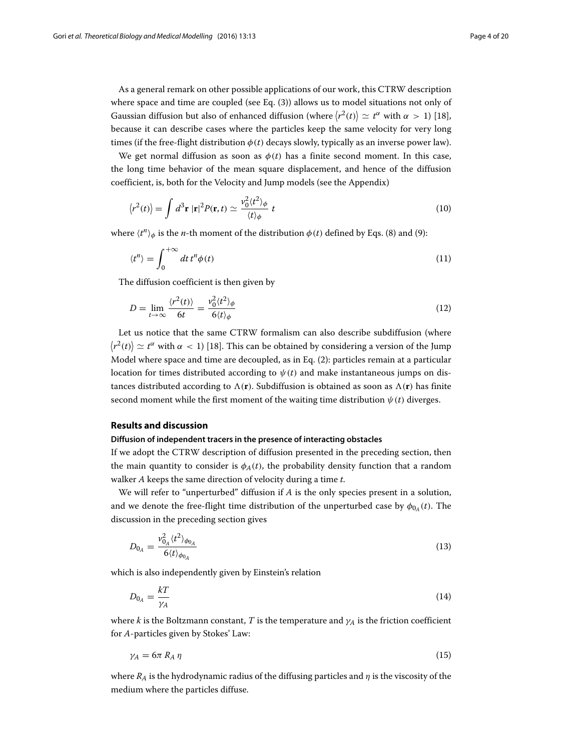As a general remark on other possible applications of our work, this CTRW description where space and time are coupled (see Eq. (3)) allows us to model situations not only of Gaussian diffusion but also of enhanced diffusion (where $\langle r^2(t) \rangle \simeq t^\alpha$ with $\alpha > 1$) [18], because it can describe cases where the particles keep the same velocity for very long times (if the free-flight distribution $\phi(t)$ decays slowly, typically as an inverse power law).

We get normal diffusion as soon as $\phi(t)$ has a finite second moment. In this case, the long time behavior of the mean square displacement, and hence of the diffusion coefficient, is, both for the Velocity and Jump models (see the Appendix)

$$\langle r^2(t) \rangle = \int d^3\mathbf{r} \, |\mathbf{r}|^2 P(\mathbf{r}, t) \simeq \frac{v_0^2 \langle t^2 \rangle_\phi}{\langle t \rangle_\phi} \, t \tag{10}$$

where $\langle t^n \rangle_\phi$ is the $n$-th moment of the distribution $\phi(t)$ defined by Eqs. (8) and (9):

$$\langle t^n \rangle = \int_0^{+\infty} dt \, t^n \phi(t) \tag{11}$$

The diffusion coefficient is then given by

$$D = \lim_{t \to \infty} \frac{\langle r^2(t) \rangle}{6t} = \frac{v_0^2 \langle t^2 \rangle_\phi}{6 \langle t \rangle_\phi} \tag{12}$$

Let us notice that the same CTRW formalism can also describe subdiffusion (where $\langle r^2(t) \rangle \simeq t^\alpha$ with $\alpha < 1$) [18]. This can be obtained by considering a version of the Jump Model where space and time are decoupled, as in Eq. (2): particles remain at a particular location for times distributed according to $\psi(t)$ and make instantaneous jumps on distances distributed according to $\Lambda(\mathbf{r})$. Subdiffusion is obtained as soon as $\Lambda(\mathbf{r})$ has finite second moment while the first moment of the waiting time distribution $\psi(t)$ diverges.

## Results and discussion

### Diffusion of independent tracers in the presence of interacting obstacles

If we adopt the CTRW description of diffusion presented in the preceding section, then the main quantity to consider is $\phi_A(t)$, the probability density function that a random walker $A$ keeps the same direction of velocity during a time $t$.

We will refer to "unperturbed" diffusion if $A$ is the only species present in a solution, and we denote the free-flight time distribution of the unperturbed case by $\phi_{0_A}(t)$. The discussion in the preceding section gives

$$D_{0_A} = \frac{v_{0_A}^2 \langle t^2 \rangle_{\phi_{0_A}}}{6 \langle t \rangle_{\phi_{0_A}}} \tag{13}$$

which is also independently given by Einstein's relation

$$D_{0_A} = \frac{kT}{\gamma_A} \tag{14}$$

where $k$ is the Boltzmann constant, $T$ is the temperature and $\gamma_A$ is the friction coefficient for $A$-particles given by Stokes' Law:

$$\gamma_A = 6\pi \, R_A \, \eta \tag{15}$$

where $R_A$ is the hydrodynamic radius of the diffusing particles and $\eta$ is the viscosity of the medium where the particles diffuse.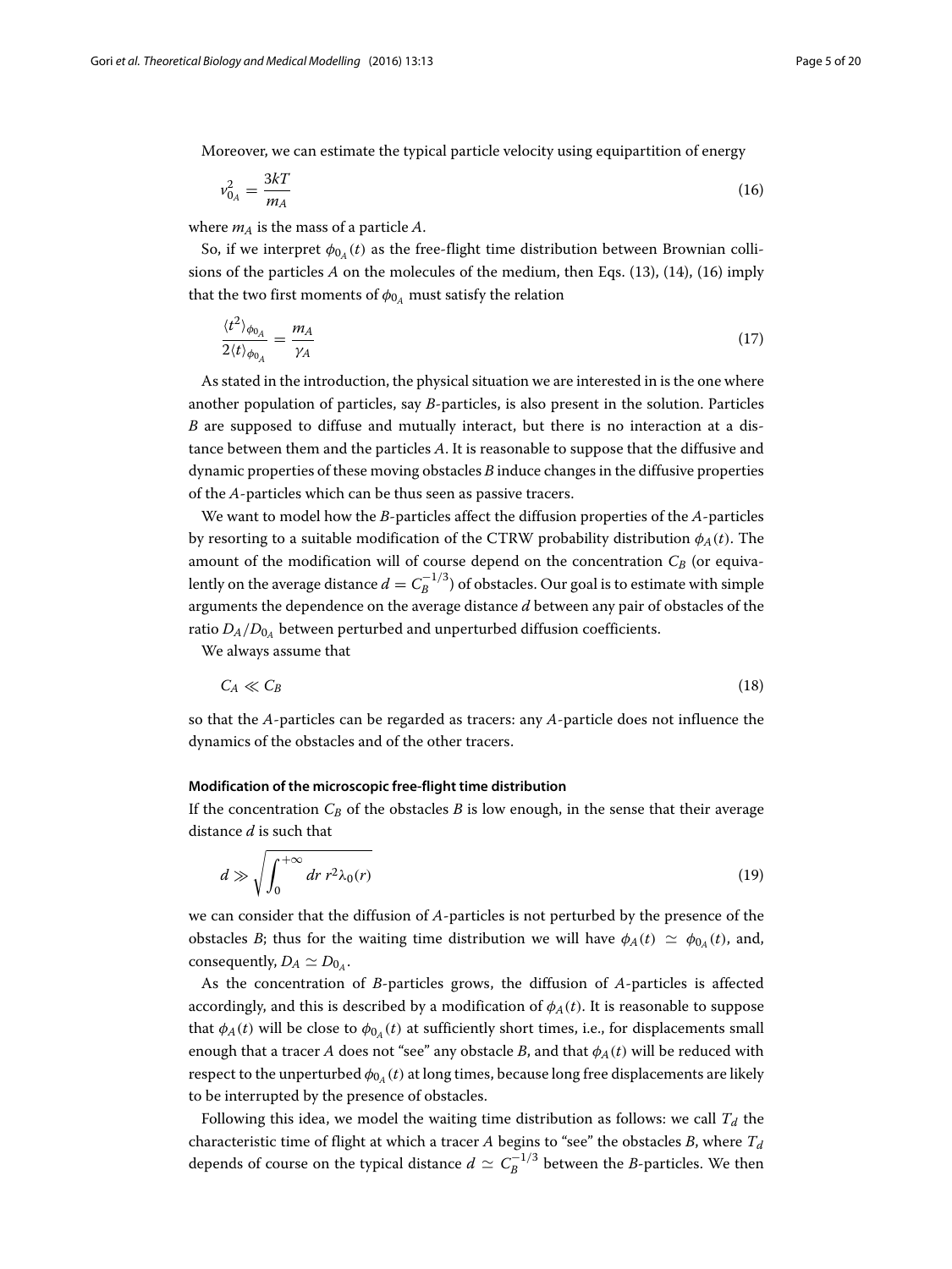Moreover, we can estimate the typical particle velocity using equipartition of energy

$$v_{0_A}^2 = \frac{3kT}{m_A} \tag{16}$$

where $m_A$ is the mass of a particle $A$.

So, if we interpret $\phi_{0_A}(t)$ as the free-flight time distribution between Brownian collisions of the particles $A$ on the molecules of the medium, then Eqs. (13), (14), (16) imply that the two first moments of $\phi_{0_A}$ must satisfy the relation

$$\frac{\langle t^2 \rangle_{\phi_{0_A}}}{2\langle t \rangle_{\phi_{0_A}}} = \frac{m_A}{\gamma_A} \tag{17}$$

As stated in the introduction, the physical situation we are interested in is the one where another population of particles, say $B$-particles, is also present in the solution. Particles $B$ are supposed to diffuse and mutually interact, but there is no interaction at a distance between them and the particles $A$. It is reasonable to suppose that the diffusive and dynamic properties of these moving obstacles $B$ induce changes in the diffusive properties of the $A$-particles which can be thus seen as passive tracers.

We want to model how the $B$-particles affect the diffusion properties of the $A$-particles by resorting to a suitable modification of the CTRW probability distribution $\phi_A(t)$. The amount of the modification will of course depend on the concentration $C_B$ (or equivalently on the average distance $d = C_B^{-1/3}$) of obstacles. Our goal is to estimate with simple arguments the dependence on the average distance $d$ between any pair of obstacles of the ratio $D_A/D_{0_A}$ between perturbed and unperturbed diffusion coefficients.

We always assume that

$$C_A \ll C_B \tag{18}$$

so that the $A$-particles can be regarded as tracers: any $A$-particle does not influence the dynamics of the obstacles and of the other tracers.

#### Modification of the microscopic free-flight time distribution

If the concentration $C_B$ of the obstacles $B$ is low enough, in the sense that their average distance $d$ is such that

$$d \gg \sqrt{\int_0^{+\infty} dr\, r^2 \lambda_0(r)} \tag{19}$$

we can consider that the diffusion of $A$-particles is not perturbed by the presence of the obstacles $B$; thus for the waiting time distribution we will have $\phi_A(t) \simeq \phi_{0_A}(t)$, and, consequently, $D_A \simeq D_{0_A}$.

As the concentration of $B$-particles grows, the diffusion of $A$-particles is affected accordingly, and this is described by a modification of $\phi_A(t)$. It is reasonable to suppose that $\phi_A(t)$ will be close to $\phi_{0_A}(t)$ at sufficiently short times, i.e., for displacements small enough that a tracer $A$ does not "see" any obstacle $B$, and that $\phi_A(t)$ will be reduced with respect to the unperturbed $\phi_{0_A}(t)$ at long times, because long free displacements are likely to be interrupted by the presence of obstacles.

Following this idea, we model the waiting time distribution as follows: we call $T_d$ the characteristic time of flight at which a tracer $A$ begins to "see" the obstacles $B$, where $T_d$ depends of course on the typical distance $d \simeq C_B^{-1/3}$ between the $B$-particles. We then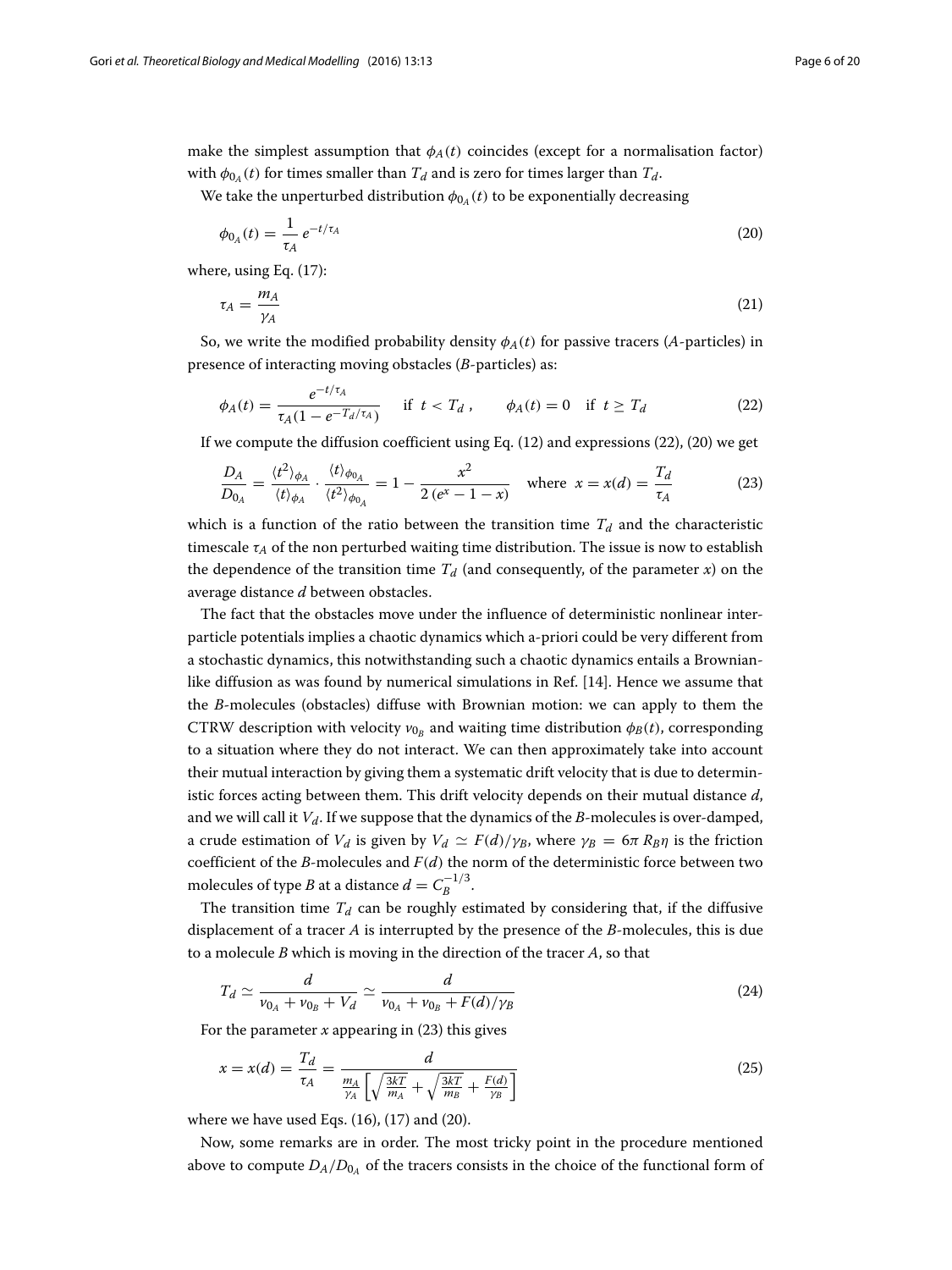make the simplest assumption that $\phi_A(t)$ coincides (except for a normalisation factor) with $\phi_{0_A}(t)$ for times smaller than $T_d$ and is zero for times larger than $T_d$.

We take the unperturbed distribution $\phi_{0_A}(t)$ to be exponentially decreasing

$$\phi_{0_A}(t) = \frac{1}{\tau_A}\, e^{-t/\tau_A} \tag{20}$$

where, using Eq. (17):

$$\tau_A = \frac{m_A}{\gamma_A} \tag{21}$$

So, we write the modified probability density $\phi_A(t)$ for passive tracers ($A$-particles) in presence of interacting moving obstacles ($B$-particles) as:

$$\phi_A(t) = \frac{e^{-t/\tau_A}}{\tau_A(1 - e^{-T_d/\tau_A})} \quad \text{if } t < T_d\,, \qquad \phi_A(t) = 0 \quad \text{if } t \geq T_d \tag{22}$$

If we compute the diffusion coefficient using Eq. (12) and expressions (22), (20) we get

$$\frac{D_A}{D_{0_A}} = \frac{\langle t^2 \rangle_{\phi_A}}{\langle t \rangle_{\phi_A}} \cdot \frac{\langle t \rangle_{\phi_{0_A}}}{\langle t^2 \rangle_{\phi_{0_A}}} = 1 - \frac{x^2}{2\,(e^x - 1 - x)} \quad \text{where } \; x = x(d) = \frac{T_d}{\tau_A} \tag{23}$$

which is a function of the ratio between the transition time $T_d$ and the characteristic timescale $\tau_A$ of the non perturbed waiting time distribution. The issue is now to establish the dependence of the transition time $T_d$ (and consequently, of the parameter $x$) on the average distance $d$ between obstacles.

The fact that the obstacles move under the influence of deterministic nonlinear interparticle potentials implies a chaotic dynamics which a-priori could be very different from a stochastic dynamics, this notwithstanding such a chaotic dynamics entails a Brownian-like diffusion as was found by numerical simulations in Ref. [14]. Hence we assume that the $B$-molecules (obstacles) diffuse with Brownian motion: we can apply to them the CTRW description with velocity $v_{0_B}$ and waiting time distribution $\phi_B(t)$, corresponding to a situation where they do not interact. We can then approximately take into account their mutual interaction by giving them a systematic drift velocity that is due to deterministic forces acting between them. This drift velocity depends on their mutual distance $d$, and we will call it $V_d$. If we suppose that the dynamics of the $B$-molecules is over-damped, a crude estimation of $V_d$ is given by $V_d \simeq F(d)/\gamma_B$, where $\gamma_B = 6\pi R_B \eta$ is the friction coefficient of the $B$-molecules and $F(d)$ the norm of the deterministic force between two molecules of type $B$ at a distance $d = C_B^{-1/3}$.

The transition time $T_d$ can be roughly estimated by considering that, if the diffusive displacement of a tracer $A$ is interrupted by the presence of the $B$-molecules, this is due to a molecule $B$ which is moving in the direction of the tracer $A$, so that

$$T_d \simeq \frac{d}{v_{0_A} + v_{0_B} + V_d} \simeq \frac{d}{v_{0_A} + v_{0_B} + F(d)/\gamma_B} \tag{24}$$

For the parameter $x$ appearing in (23) this gives

$$x = x(d) = \frac{T_d}{\tau_A} = \frac{d}{\frac{m_A}{\gamma_A}\left[\sqrt{\frac{3kT}{m_A}} + \sqrt{\frac{3kT}{m_B}} + \frac{F(d)}{\gamma_B}\right]} \tag{25}$$

where we have used Eqs. (16), (17) and (20).

Now, some remarks are in order. The most tricky point in the procedure mentioned above to compute $D_A/D_{0_A}$ of the tracers consists in the choice of the functional form of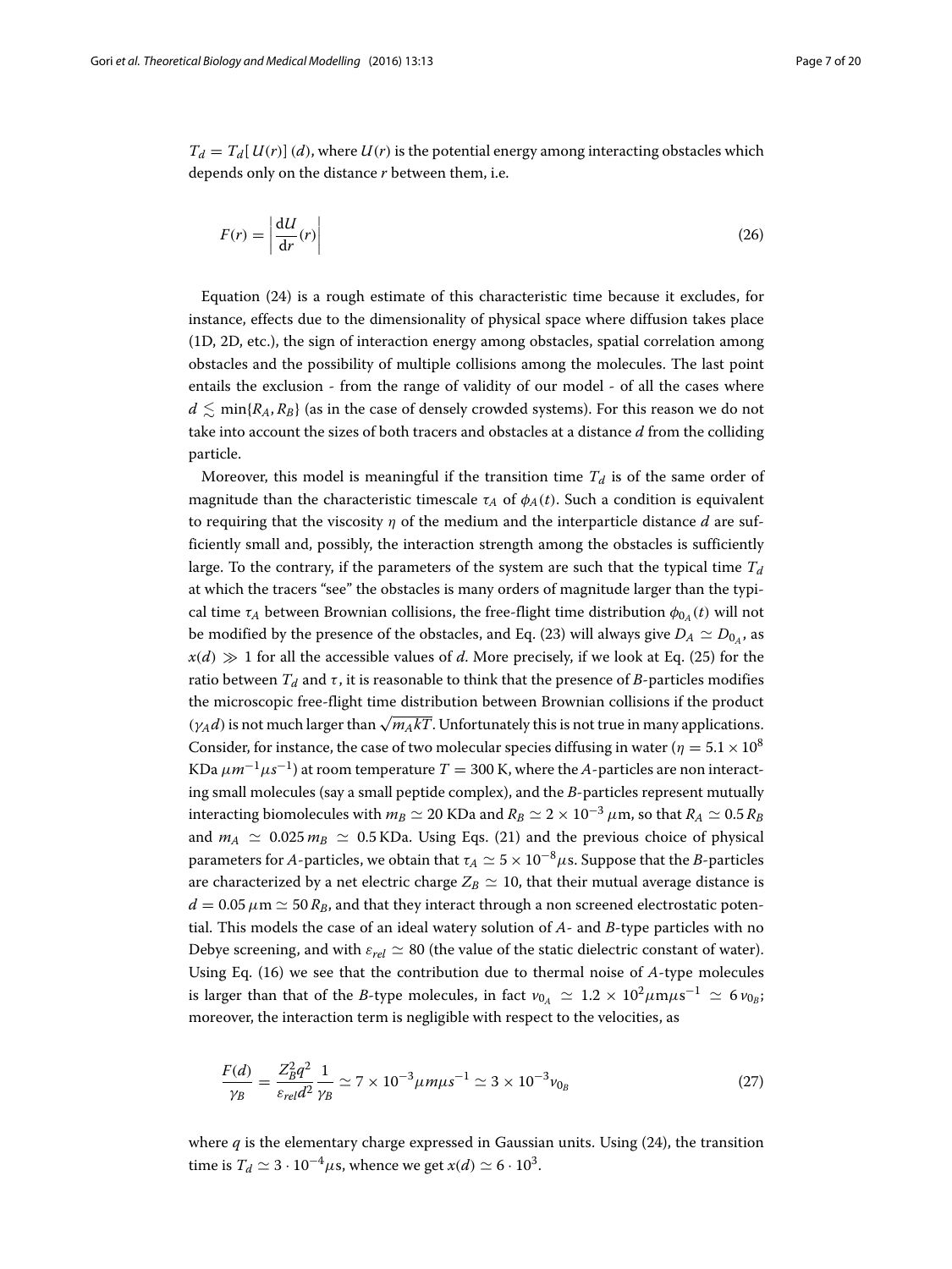$T_d = T_d[\,U(r)]\,(d)$, where $U(r)$ is the potential energy among interacting obstacles which depends only on the distance $r$ between them, i.e.

$$F(r) = \left|\frac{\mathrm{d}U}{\mathrm{d}r}(r)\right| \tag{26}$$

Equation (24) is a rough estimate of this characteristic time because it excludes, for instance, effects due to the dimensionality of physical space where diffusion takes place (1D, 2D, etc.), the sign of interaction energy among obstacles, spatial correlation among obstacles and the possibility of multiple collisions among the molecules. The last point entails the exclusion - from the range of validity of our model - of all the cases where $d \lesssim \min\{R_A, R_B\}$ (as in the case of densely crowded systems). For this reason we do not take into account the sizes of both tracers and obstacles at a distance $d$ from the colliding particle.

Moreover, this model is meaningful if the transition time $T_d$ is of the same order of magnitude than the characteristic timescale $\tau_A$ of $\phi_A(t)$. Such a condition is equivalent to requiring that the viscosity $\eta$ of the medium and the interparticle distance $d$ are sufficiently small and, possibly, the interaction strength among the obstacles is sufficiently large. To the contrary, if the parameters of the system are such that the typical time $T_d$ at which the tracers "see" the obstacles is many orders of magnitude larger than the typical time $\tau_A$ between Brownian collisions, the free-flight time distribution $\phi_{0_A}(t)$ will not be modified by the presence of the obstacles, and Eq. (23) will always give $D_A \simeq D_{0_A}$, as $x(d) \gg 1$ for all the accessible values of $d$. More precisely, if we look at Eq. (25) for the ratio between $T_d$ and $\tau$, it is reasonable to think that the presence of $B$-particles modifies the microscopic free-flight time distribution between Brownian collisions if the product $(\gamma_A d)$ is not much larger than $\sqrt{m_A kT}$. Unfortunately this is not true in many applications. Consider, for instance, the case of two molecular species diffusing in water ($\eta = 5.1 \times 10^8$ KDa $\mu m^{-1} \mu s^{-1}$) at room temperature $T = 300$ K, where the $A$-particles are non interacting small molecules (say a small peptide complex), and the $B$-particles represent mutually interacting biomolecules with $m_B \simeq 20$ KDa and $R_B \simeq 2 \times 10^{-3}\,\mu$m, so that $R_A \simeq 0.5\,R_B$ and $m_A \simeq 0.025\,m_B \simeq 0.5$ KDa. Using Eqs. (21) and the previous choice of physical parameters for $A$-particles, we obtain that $\tau_A \simeq 5 \times 10^{-8}\mu$s. Suppose that the $B$-particles are characterized by a net electric charge $Z_B \simeq 10$, that their mutual average distance is $d = 0.05\,\mu$m $\simeq 50\,R_B$, and that they interact through a non screened electrostatic potential. This models the case of an ideal watery solution of $A$- and $B$-type particles with no Debye screening, and with $\varepsilon_{rel} \simeq 80$ (the value of the static dielectric constant of water). Using Eq. (16) we see that the contribution due to thermal noise of $A$-type molecules is larger than that of the $B$-type molecules, in fact $v_{0_A} \simeq 1.2 \times 10^2 \mu\mathrm{m}\mu\mathrm{s}^{-1} \simeq 6\,v_{0_B}$; moreover, the interaction term is negligible with respect to the velocities, as

$$\frac{F(d)}{\gamma_B} = \frac{Z_B^2 q^2}{\varepsilon_{rel} d^2}\frac{1}{\gamma_B} \simeq 7 \times 10^{-3} \mu m \mu s^{-1} \simeq 3 \times 10^{-3} v_{0_B} \tag{27}$$

where $q$ is the elementary charge expressed in Gaussian units. Using (24), the transition time is $T_d \simeq 3 \cdot 10^{-4}\mu$s, whence we get $x(d) \simeq 6 \cdot 10^3$.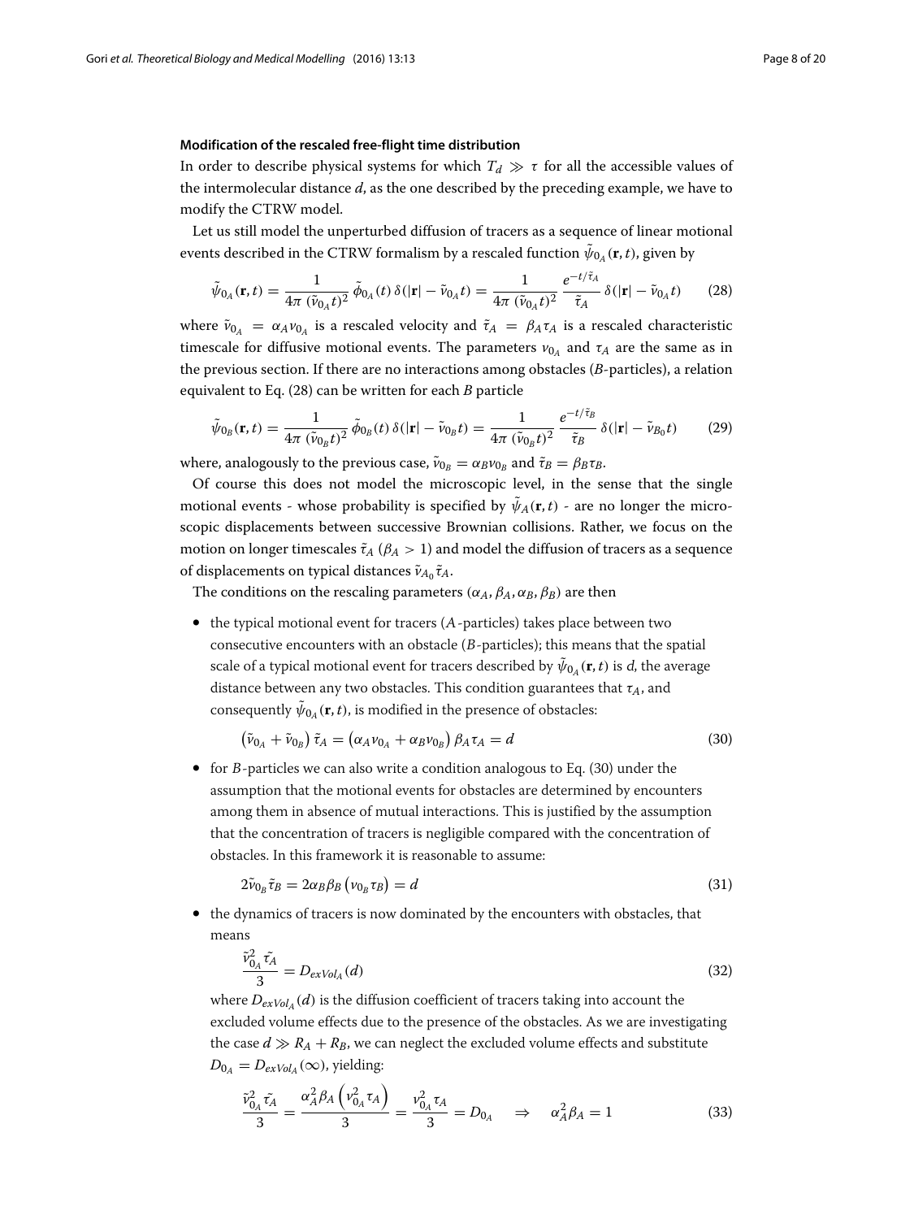**Modification of the rescaled free-flight time distribution**

In order to describe physical systems for which $T_d \gg \tau$ for all the accessible values of the intermolecular distance $d$, as the one described by the preceding example, we have to modify the CTRW model.

Let us still model the unperturbed diffusion of tracers as a sequence of linear motional events described in the CTRW formalism by a rescaled function $\tilde{\psi}_{0_A}(\mathbf{r}, t)$, given by

$$\tilde{\psi}_{0_A}(\mathbf{r}, t) = \frac{1}{4\pi\,(\tilde{v}_{0_A} t)^2}\,\tilde{\phi}_{0_A}(t)\,\delta(|\mathbf{r}| - \tilde{v}_{0_A} t) = \frac{1}{4\pi\,(\tilde{v}_{0_A} t)^2}\,\frac{e^{-t/\tilde{\tau}_A}}{\tilde{\tau}_A}\,\delta(|\mathbf{r}| - \tilde{v}_{0_A} t) \tag{28}$$

where $\tilde{v}_{0_A} = \alpha_A v_{0_A}$ is a rescaled velocity and $\tilde{\tau}_A = \beta_A \tau_A$ is a rescaled characteristic timescale for diffusive motional events. The parameters $v_{0_A}$ and $\tau_A$ are the same as in the previous section. If there are no interactions among obstacles ($B$-particles), a relation equivalent to Eq. (28) can be written for each $B$ particle

$$\tilde{\psi}_{0_B}(\mathbf{r}, t) = \frac{1}{4\pi\,(\tilde{v}_{0_B} t)^2}\,\tilde{\phi}_{0_B}(t)\,\delta(|\mathbf{r}| - \tilde{v}_{0_B} t) = \frac{1}{4\pi\,(\tilde{v}_{0_B} t)^2}\,\frac{e^{-t/\tilde{\tau}_B}}{\tilde{\tau}_B}\,\delta(|\mathbf{r}| - \tilde{v}_{B_0} t) \tag{29}$$

where, analogously to the previous case, $\tilde{v}_{0_B} = \alpha_B v_{0_B}$ and $\tilde{\tau}_B = \beta_B \tau_B$.

Of course this does not model the microscopic level, in the sense that the single motional events - whose probability is specified by $\tilde{\psi}_A(\mathbf{r}, t)$ - are no longer the microscopic displacements between successive Brownian collisions. Rather, we focus on the motion on longer timescales $\tilde{\tau}_A$ ($\beta_A > 1$) and model the diffusion of tracers as a sequence of displacements on typical distances $\tilde{v}_{A_0}\tilde{\tau}_A$.

The conditions on the rescaling parameters ($\alpha_A, \beta_A, \alpha_B, \beta_B$) are then

- the typical motional event for tracers ($A$-particles) takes place between two consecutive encounters with an obstacle ($B$-particles); this means that the spatial scale of a typical motional event for tracers described by $\tilde{\psi}_{0_A}(\mathbf{r}, t)$ is $d$, the average distance between any two obstacles. This condition guarantees that $\tau_A$, and consequently $\tilde{\psi}_{0_A}(\mathbf{r}, t)$, is modified in the presence of obstacles:

$$\left(\tilde{v}_{0_A} + \tilde{v}_{0_B}\right)\tilde{\tau}_A = \left(\alpha_A v_{0_A} + \alpha_B v_{0_B}\right)\beta_A \tau_A = d \tag{30}$$

- for $B$-particles we can also write a condition analogous to Eq. (30) under the assumption that the motional events for obstacles are determined by encounters among them in absence of mutual interactions. This is justified by the assumption that the concentration of tracers is negligible compared with the concentration of obstacles. In this framework it is reasonable to assume:

$$2\tilde{v}_{0_B}\tilde{\tau}_B = 2\alpha_B\beta_B\left(v_{0_B}\tau_B\right) = d \tag{31}$$

- the dynamics of tracers is now dominated by the encounters with obstacles, that means

$$\frac{\tilde{v}_{0_A}^2\,\tilde{\tau}_A}{3} = D_{exVol_A}(d) \tag{32}$$

where $D_{exVol_A}(d)$ is the diffusion coefficient of tracers taking into account the excluded volume effects due to the presence of the obstacles. As we are investigating the case $d \gg R_A + R_B$, we can neglect the excluded volume effects and substitute $D_{0_A} = D_{exVol_A}(\infty)$, yielding:

$$\frac{\tilde{v}_{0_A}^2\,\tilde{\tau}_A}{3} = \frac{\alpha_A^2\beta_A\left(v_{0_A}^2\,\tau_A\right)}{3} = \frac{v_{0_A}^2\,\tau_A}{3} = D_{0_A} \quad \Rightarrow \quad \alpha_A^2\beta_A = 1 \tag{33}$$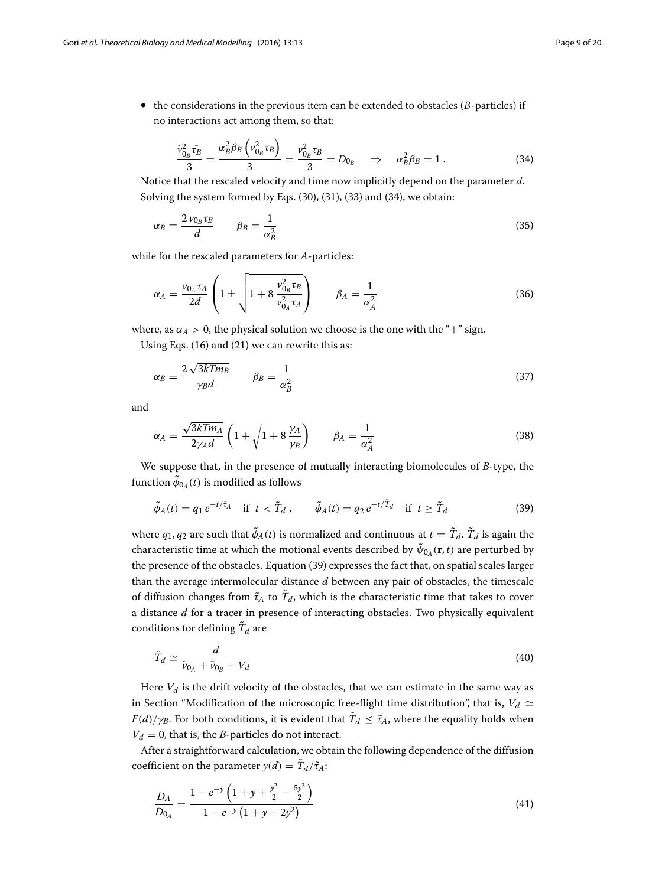- the considerations in the previous item can be extended to obstacles ($B$-particles) if no interactions act among them, so that:

$$\frac{\tilde{v}_{0_B}^2 \tilde{\tau}_B}{3} = \frac{\alpha_B^2 \beta_B \left( v_{0_B}^2 \tau_B \right)}{3} = \frac{v_{0_B}^2 \tau_B}{3} = D_{0_B} \quad \Rightarrow \quad \alpha_B^2 \beta_B = 1 \,. \tag{34}$$

Notice that the rescaled velocity and time now implicitly depend on the parameter $d$. Solving the system formed by Eqs. (30), (31), (33) and (34), we obtain:

$$\alpha_B = \frac{2\, v_{0_B} \tau_B}{d} \qquad \beta_B = \frac{1}{\alpha_B^2} \tag{35}$$

while for the rescaled parameters for $A$-particles:

$$\alpha_A = \frac{v_{0_A} \tau_A}{2d} \left( 1 \pm \sqrt{1 + 8\, \frac{v_{0_B}^2 \tau_B}{v_{0_A}^2 \tau_A}} \right) \qquad \beta_A = \frac{1}{\alpha_A^2} \tag{36}$$

where, as $\alpha_A > 0$, the physical solution we choose is the one with the "+" sign.

Using Eqs. (16) and (21) we can rewrite this as:

$$\alpha_B = \frac{2\sqrt{3kTm_B}}{\gamma_B d} \qquad \beta_B = \frac{1}{\alpha_B^2} \tag{37}$$

and

$$\alpha_A = \frac{\sqrt{3kTm_A}}{2\gamma_A d} \left( 1 + \sqrt{1 + 8\, \frac{\gamma_A}{\gamma_B}} \right) \qquad \beta_A = \frac{1}{\alpha_A^2} \tag{38}$$

We suppose that, in the presence of mutually interacting biomolecules of $B$-type, the function $\tilde{\phi}_{0_A}(t)$ is modified as follows

$$\tilde{\phi}_A(t) = q_1\, e^{-t/\tilde{\tau}_A} \quad \text{if } \; t < \tilde{T}_d \,, \qquad \tilde{\phi}_A(t) = q_2\, e^{-t/\tilde{T}_d} \quad \text{if } \; t \geq \tilde{T}_d \tag{39}$$

where $q_1, q_2$ are such that $\tilde{\phi}_A(t)$ is normalized and continuous at $t = \tilde{T}_d$. $\tilde{T}_d$ is again the characteristic time at which the motional events described by $\tilde{\psi}_{0_A}(\mathbf{r}, t)$ are perturbed by the presence of the obstacles. Equation (39) expresses the fact that, on spatial scales larger than the average intermolecular distance $d$ between any pair of obstacles, the timescale of diffusion changes from $\tilde{\tau}_A$ to $\tilde{T}_d$, which is the characteristic time that takes to cover a distance $d$ for a tracer in presence of interacting obstacles. Two physically equivalent conditions for defining $\tilde{T}_d$ are

$$\tilde{T}_d \simeq \frac{d}{\tilde{v}_{0_A} + \tilde{v}_{0_B} + V_d} \tag{40}$$

Here $V_d$ is the drift velocity of the obstacles, that we can estimate in the same way as in Section "Modification of the microscopic free-flight time distribution", that is, $V_d \simeq F(d)/\gamma_B$. For both conditions, it is evident that $\tilde{T}_d \leq \tilde{\tau}_A$, where the equality holds when $V_d = 0$, that is, the $B$-particles do not interact.

After a straightforward calculation, we obtain the following dependence of the diffusion coefficient on the parameter $y(d) = \tilde{T}_d/\tilde{\tau}_A$:

$$\frac{D_A}{D_{0_A}} = \frac{1 - e^{-y} \left( 1 + y + \frac{y^2}{2} - \frac{5y^3}{2} \right)}{1 - e^{-y} \left( 1 + y - 2y^2 \right)} \tag{41}$$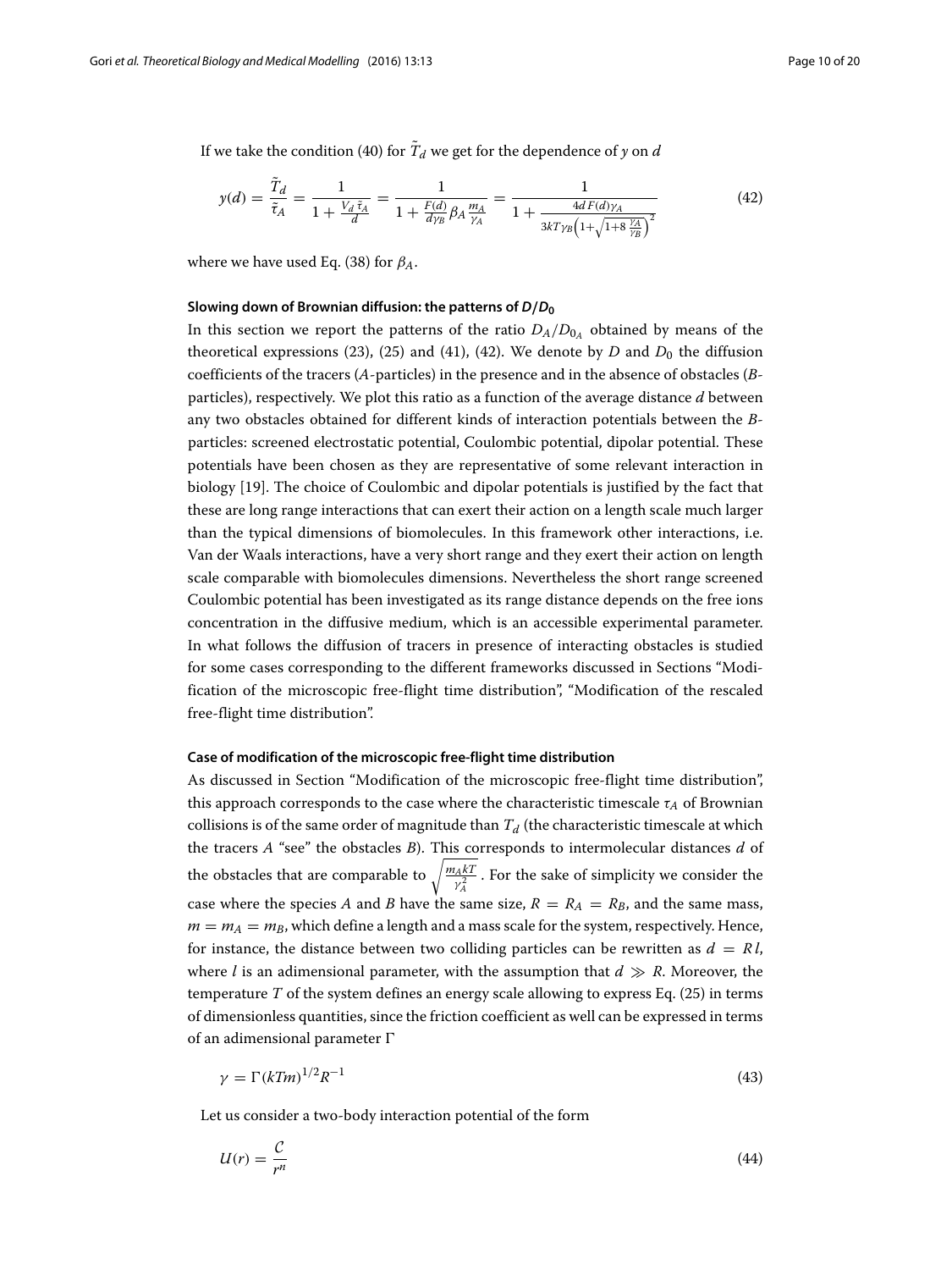If we take the condition (40) for $\tilde{T}_d$ we get for the dependence of $y$ on $d$

$$y(d) = \frac{\tilde{T}_d}{\tilde{\tau}_A} = \frac{1}{1 + \frac{V_d\,\tilde{\tau}_A}{d}} = \frac{1}{1 + \frac{F(d)}{d\gamma_B}\beta_A \frac{m_A}{\gamma_A}} = \frac{1}{1 + \frac{4d\,F(d)\gamma_A}{3kT\gamma_B\left(1+\sqrt{1+8\,\frac{\gamma_A}{\gamma_B}}\right)^2}} \tag{42}$$

where we have used Eq. (38) for $\beta_A$.

### Slowing down of Brownian diffusion: the patterns of $D/D_0$

In this section we report the patterns of the ratio $D_A/D_{0_A}$ obtained by means of the theoretical expressions (23), (25) and (41), (42). We denote by $D$ and $D_0$ the diffusion coefficients of the tracers ($A$-particles) in the presence and in the absence of obstacles ($B$-particles), respectively. We plot this ratio as a function of the average distance $d$ between any two obstacles obtained for different kinds of interaction potentials between the $B$-particles: screened electrostatic potential, Coulombic potential, dipolar potential. These potentials have been chosen as they are representative of some relevant interaction in biology [19]. The choice of Coulombic and dipolar potentials is justified by the fact that these are long range interactions that can exert their action on a length scale much larger than the typical dimensions of biomolecules. In this framework other interactions, i.e. Van der Waals interactions, have a very short range and they exert their action on length scale comparable with biomolecules dimensions. Nevertheless the short range screened Coulombic potential has been investigated as its range distance depends on the free ions concentration in the diffusive medium, which is an accessible experimental parameter. In what follows the diffusion of tracers in presence of interacting obstacles is studied for some cases corresponding to the different frameworks discussed in Sections "Modification of the microscopic free-flight time distribution", "Modification of the rescaled free-flight time distribution".

### Case of modification of the microscopic free-flight time distribution

As discussed in Section "Modification of the microscopic free-flight time distribution", this approach corresponds to the case where the characteristic timescale $\tau_A$ of Brownian collisions is of the same order of magnitude than $T_d$ (the characteristic timescale at which the tracers $A$ "see" the obstacles $B$). This corresponds to intermolecular distances $d$ of the obstacles that are comparable to $\sqrt{\frac{m_A kT}{\gamma_A^2}}$. For the sake of simplicity we consider the case where the species $A$ and $B$ have the same size, $R = R_A = R_B$, and the same mass, $m = m_A = m_B$, which define a length and a mass scale for the system, respectively. Hence, for instance, the distance between two colliding particles can be rewritten as $d = R\,l$, where $l$ is an adimensional parameter, with the assumption that $d \gg R$. Moreover, the temperature $T$ of the system defines an energy scale allowing to express Eq. (25) in terms of dimensionless quantities, since the friction coefficient as well can be expressed in terms of an adimensional parameter $\Gamma$

$$\gamma = \Gamma(kTm)^{1/2}R^{-1} \tag{43}$$

Let us consider a two-body interaction potential of the form

$$U(r) = \frac{\mathcal{C}}{r^n} \tag{44}$$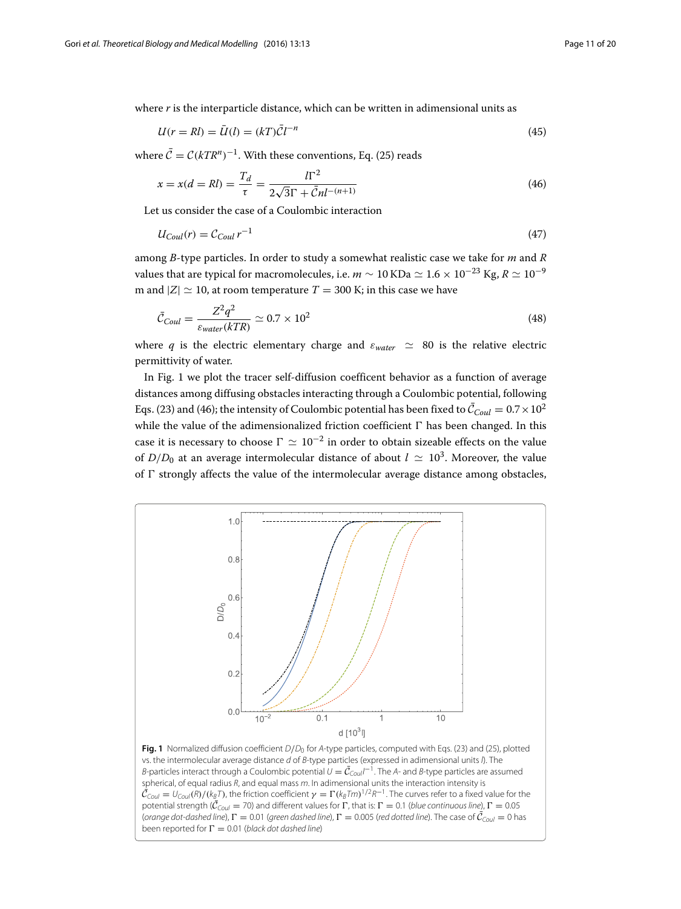where $r$ is the interparticle distance, which can be written in adimensional units as

$$U(r = Rl) = \bar{U}(l) = (kT)\bar{\mathcal{C}}l^{-n} \tag{45}$$

where $\bar{\mathcal{C}} = \mathcal{C}(kTR^n)^{-1}$. With these conventions, Eq. (25) reads

$$x = x(d = Rl) = \frac{T_d}{\tau} = \frac{l\Gamma^2}{2\sqrt{3}\Gamma + \bar{\mathcal{C}}nl^{-(n+1)}} \tag{46}$$

Let us consider the case of a Coulombic interaction

$$U_{Coul}(r) = \mathcal{C}_{Coul}\, r^{-1} \tag{47}$$

among $B$-type particles. In order to study a somewhat realistic case we take for $m$ and $R$ values that are typical for macromolecules, i.e. $m \sim 10\,\text{KDa} \simeq 1.6 \times 10^{-23}$ Kg, $R \simeq 10^{-9}$ m and $|Z| \simeq 10$, at room temperature $T = 300$ K; in this case we have

$$\bar{\mathcal{C}}_{Coul} = \frac{Z^2 q^2}{\varepsilon_{water}(kTR)} \simeq 0.7 \times 10^2 \tag{48}$$

where $q$ is the electric elementary charge and $\varepsilon_{water} \simeq 80$ is the relative electric permittivity of water.

In Fig. 1 we plot the tracer self-diffusion coefficent behavior as a function of average distances among diffusing obstacles interacting through a Coulombic potential, following Eqs. (23) and (46); the intensity of Coulombic potential has been fixed to $\bar{\mathcal{C}}_{Coul} = 0.7 \times 10^2$ while the value of the adimensionalized friction coefficient $\Gamma$ has been changed. In this case it is necessary to choose $\Gamma \simeq 10^{-2}$ in order to obtain sizeable effects on the value of $D/D_0$ at an average intermolecular distance of about $l \simeq 10^3$. Moreover, the value of $\Gamma$ strongly affects the value of the intermolecular average distance among obstacles,

**Fig. 1** Normalized diffusion coefficient $D/D_0$ for $A$-type particles, computed with Eqs. (23) and (25), plotted vs. the intermolecular average distance $d$ of $B$-type particles (expressed in adimensional units $l$). The $B$-particles interact through a Coulombic potential $U = \bar{\mathcal{C}}_{Coul} l^{-1}$. The $A$- and $B$-type particles are assumed spherical, of equal radius $R$, and equal mass $m$. In adimensional units the interaction intensity is $\bar{\mathcal{C}}_{Coul} = U_{Coul}(R)/(k_B T)$, the friction coefficient $\gamma = \Gamma(k_B T m)^{1/2} R^{-1}$. The curves refer to a fixed value for the potential strength ($\bar{\mathcal{C}}_{Coul} = 70$) and different values for $\Gamma$, that is: $\Gamma = 0.1$ (*blue continuous line*), $\Gamma = 0.05$ (*orange dot-dashed line*), $\Gamma = 0.01$ (*green dashed line*), $\Gamma = 0.005$ (*red dotted line*). The case of $\bar{\mathcal{C}}_{Coul} = 0$ has been reported for $\Gamma = 0.01$ (*black dot dashed line*)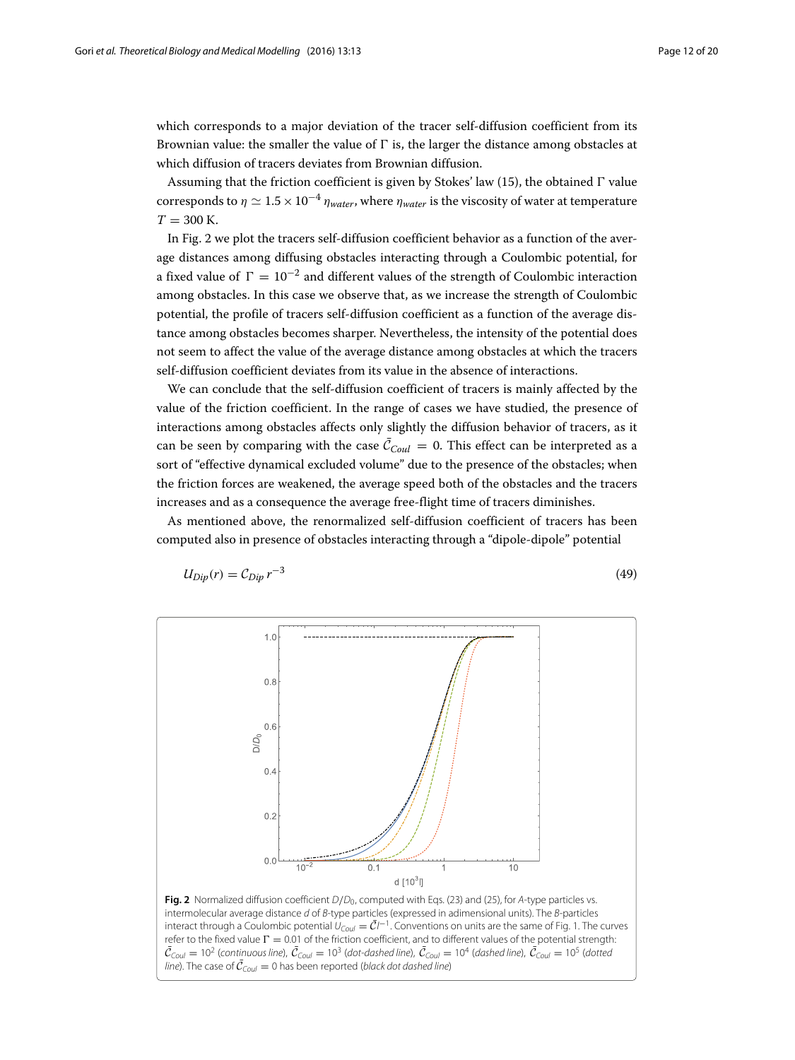which corresponds to a major deviation of the tracer self-diffusion coefficient from its Brownian value: the smaller the value of $\Gamma$ is, the larger the distance among obstacles at which diffusion of tracers deviates from Brownian diffusion.

Assuming that the friction coefficient is given by Stokes' law (15), the obtained $\Gamma$ value corresponds to $\eta \simeq 1.5 \times 10^{-4}\,\eta_{water}$, where $\eta_{water}$ is the viscosity of water at temperature $T = 300$ K.

In Fig. 2 we plot the tracers self-diffusion coefficient behavior as a function of the average distances among diffusing obstacles interacting through a Coulombic potential, for a fixed value of $\Gamma = 10^{-2}$ and different values of the strength of Coulombic interaction among obstacles. In this case we observe that, as we increase the strength of Coulombic potential, the profile of tracers self-diffusion coefficient as a function of the average distance among obstacles becomes sharper. Nevertheless, the intensity of the potential does not seem to affect the value of the average distance among obstacles at which the tracers self-diffusion coefficient deviates from its value in the absence of interactions.

We can conclude that the self-diffusion coefficient of tracers is mainly affected by the value of the friction coefficient. In the range of cases we have studied, the presence of interactions among obstacles affects only slightly the diffusion behavior of tracers, as it can be seen by comparing with the case $\bar{\mathcal{C}}_{Coul} = 0$. This effect can be interpreted as a sort of "effective dynamical excluded volume" due to the presence of the obstacles; when the friction forces are weakened, the average speed both of the obstacles and the tracers increases and as a consequence the average free-flight time of tracers diminishes.

As mentioned above, the renormalized self-diffusion coefficient of tracers has been computed also in presence of obstacles interacting through a "dipole-dipole" potential

$$U_{Dip}(r) = \mathcal{C}_{Dip}\, r^{-3} \tag{49}$$

**Fig. 2** Normalized diffusion coefficient $D/D_0$, computed with Eqs. (23) and (25), for *A*-type particles vs. intermolecular average distance *d* of *B*-type particles (expressed in adimensional units). The *B*-particles interact through a Coulombic potential $U_{Coul} = \bar{\mathcal{C}} l^{-1}$. Conventions on units are the same of Fig. 1. The curves refer to the fixed value $\Gamma = 0.01$ of the friction coefficient, and to different values of the potential strength: $\bar{\mathcal{C}}_{Coul} = 10^2$ (*continuous line*), $\bar{\mathcal{C}}_{Coul} = 10^3$ (*dot-dashed line*), $\bar{\mathcal{C}}_{Coul} = 10^4$ (*dashed line*), $\bar{\mathcal{C}}_{Coul} = 10^5$ (*dotted line*). The case of $\bar{\mathcal{C}}_{Coul} = 0$ has been reported (*black dot dashed line*)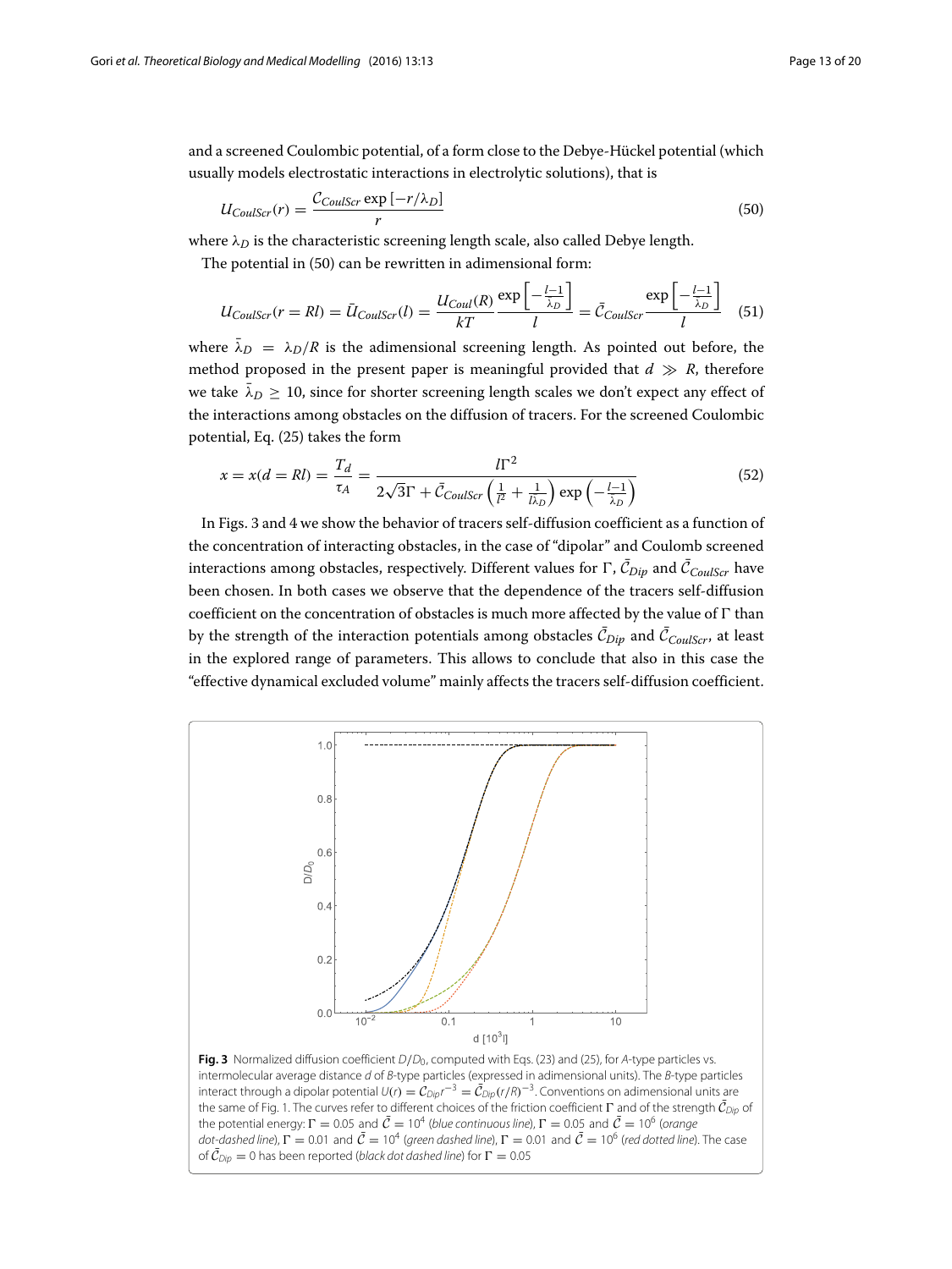and a screened Coulombic potential, of a form close to the Debye-Hückel potential (which usually models electrostatic interactions in electrolytic solutions), that is

$$U_{CoulScr}(r) = \frac{\mathcal{C}_{CoulScr} \exp\left[-r/\lambda_D\right]}{r} \tag{50}$$

where $\lambda_D$ is the characteristic screening length scale, also called Debye length.

The potential in (50) can be rewritten in adimensional form:

$$U_{CoulScr}(r = Rl) = \bar{U}_{CoulScr}(l) = \frac{U_{Coul}(R)}{kT} \frac{\exp\left[-\frac{l-1}{\bar{\lambda}_D}\right]}{l} = \bar{\mathcal{C}}_{CoulScr} \frac{\exp\left[-\frac{l-1}{\bar{\lambda}_D}\right]}{l} \tag{51}$$

where $\bar{\lambda}_D = \lambda_D/R$ is the adimensional screening length. As pointed out before, the method proposed in the present paper is meaningful provided that $d \gg R$, therefore we take $\bar{\lambda}_D \geq 10$, since for shorter screening length scales we don't expect any effect of the interactions among obstacles on the diffusion of tracers. For the screened Coulombic potential, Eq. (25) takes the form

$$x = x(d = Rl) = \frac{T_d}{\tau_A} = \frac{l\Gamma^2}{2\sqrt{3}\Gamma + \bar{\mathcal{C}}_{CoulScr}\left(\frac{1}{l^2} + \frac{1}{l\bar{\lambda}_D}\right)\exp\left(-\frac{l-1}{\bar{\lambda}_D}\right)} \tag{52}$$

In Figs. 3 and 4 we show the behavior of tracers self-diffusion coefficient as a function of the concentration of interacting obstacles, in the case of "dipolar" and Coulomb screened interactions among obstacles, respectively. Different values for $\Gamma$, $\bar{\mathcal{C}}_{Dip}$ and $\bar{\mathcal{C}}_{CoulScr}$ have been chosen. In both cases we observe that the dependence of the tracers self-diffusion coefficient on the concentration of obstacles is much more affected by the value of $\Gamma$ than by the strength of the interaction potentials among obstacles $\bar{\mathcal{C}}_{Dip}$ and $\bar{\mathcal{C}}_{CoulScr}$, at least in the explored range of parameters. This allows to conclude that also in this case the "effective dynamical excluded volume" mainly affects the tracers self-diffusion coefficient.

**Fig. 3** Normalized diffusion coefficient $D/D_0$, computed with Eqs. (23) and (25), for *A*-type particles vs. intermolecular average distance $d$ of *B*-type particles (expressed in adimensional units). The *B*-type particles interact through a dipolar potential $U(r) = \mathcal{C}_{Dip} r^{-3} = \bar{\mathcal{C}}_{Dip}(r/R)^{-3}$. Conventions on adimensional units are the same of Fig. 1. The curves refer to different choices of the friction coefficient $\Gamma$ and of the strength $\bar{\mathcal{C}}_{Dip}$ of the potential energy: $\Gamma = 0.05$ and $\bar{\mathcal{C}} = 10^4$ (*blue continuous line*), $\Gamma = 0.05$ and $\bar{\mathcal{C}} = 10^6$ (*orange dot-dashed line*), $\Gamma = 0.01$ and $\bar{\mathcal{C}} = 10^4$ (*green dashed line*), $\Gamma = 0.01$ and $\bar{\mathcal{C}} = 10^6$ (*red dotted line*). The case of $\bar{\mathcal{C}}_{Dip} = 0$ has been reported (*black dot dashed line*) for $\Gamma = 0.05$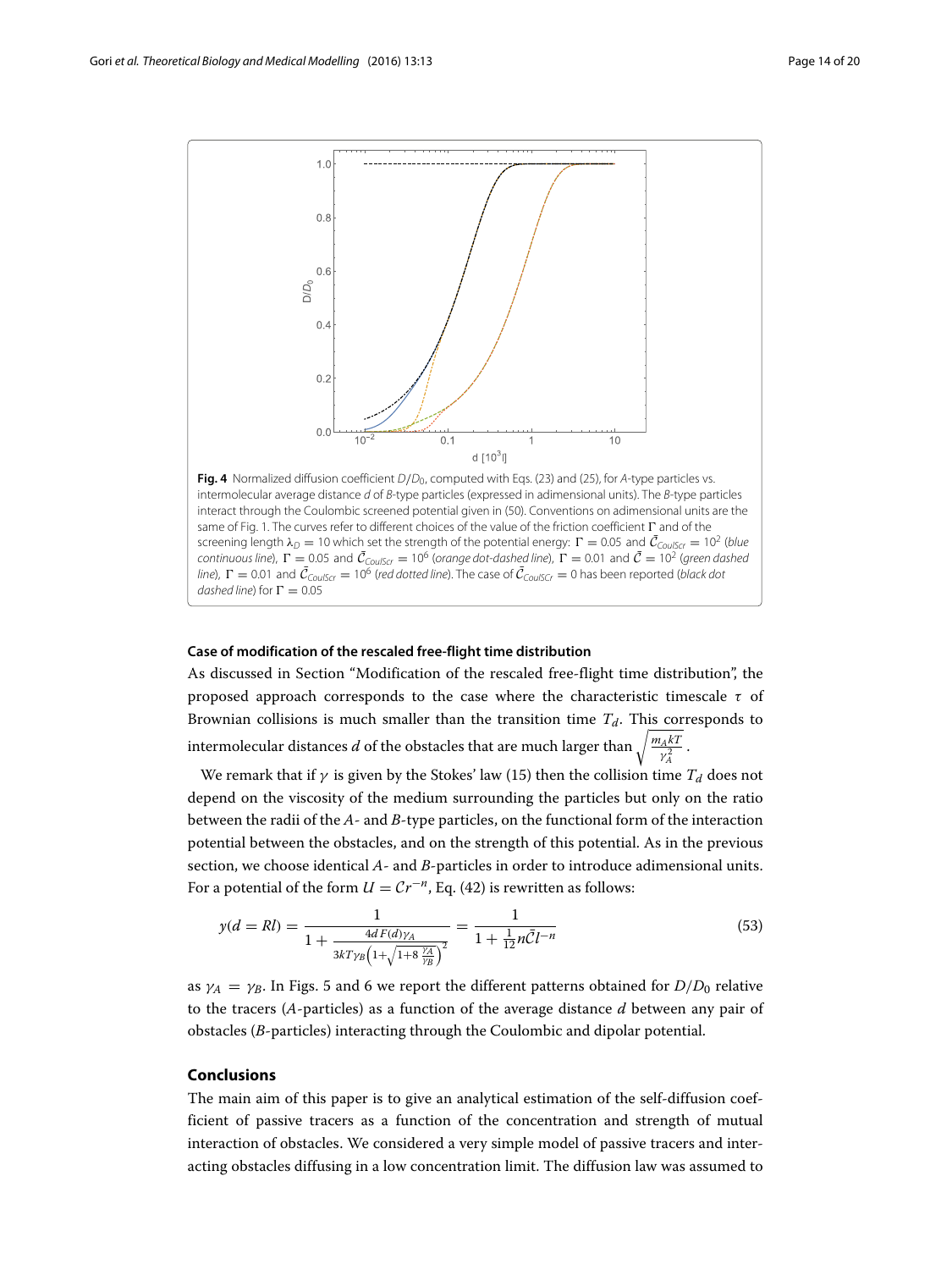**Fig. 4** Normalized diffusion coefficient $D/D_0$, computed with Eqs. (23) and (25), for *A*-type particles vs. intermolecular average distance $d$ of *B*-type particles (expressed in adimensional units). The *B*-type particles interact through the Coulombic screened potential given in (50). Conventions on adimensional units are the same of Fig. 1. The curves refer to different choices of the value of the friction coefficient $\Gamma$ and of the screening length $\lambda_D = 10$ which set the strength of the potential energy: $\Gamma = 0.05$ and $\tilde{\mathcal{C}}_{CoulScr} = 10^2$ (*blue continuous line*), $\Gamma = 0.05$ and $\tilde{\mathcal{C}}_{CoulScr} = 10^6$ (*orange dot-dashed line*), $\Gamma = 0.01$ and $\tilde{\mathcal{C}} = 10^2$ (*green dashed line*), $\Gamma = 0.01$ and $\tilde{\mathcal{C}}_{CoulScr} = 10^6$ (*red dotted line*). The case of $\tilde{\mathcal{C}}_{CoulScr} = 0$ has been reported (*black dot dashed line*) for $\Gamma = 0.05$

#### Case of modification of the rescaled free-flight time distribution

As discussed in Section "Modification of the rescaled free-flight time distribution", the proposed approach corresponds to the case where the characteristic timescale $\tau$ of Brownian collisions is much smaller than the transition time $T_d$. This corresponds to intermolecular distances $d$ of the obstacles that are much larger than $\sqrt{\frac{m_A kT}{\gamma_A^2}}$.

We remark that if $\gamma$ is given by the Stokes' law (15) then the collision time $T_d$ does not depend on the viscosity of the medium surrounding the particles but only on the ratio between the radii of the *A*- and *B*-type particles, on the functional form of the interaction potential between the obstacles, and on the strength of this potential. As in the previous section, we choose identical *A*- and *B*-particles in order to introduce adimensional units. For a potential of the form $U = \mathcal{C}r^{-n}$, Eq. (42) is rewritten as follows:

$$y(d = Rl) = \frac{1}{1 + \frac{4d\,F(d)\gamma_A}{3kT\gamma_B\left(1+\sqrt{1+8\,\frac{\gamma_A}{\gamma_B}}\right)^2}} = \frac{1}{1 + \frac{1}{12}n\tilde{\mathcal{C}}l^{-n}} \tag{53}$$

as $\gamma_A = \gamma_B$. In Figs. 5 and 6 we report the different patterns obtained for $D/D_0$ relative to the tracers (*A*-particles) as a function of the average distance $d$ between any pair of obstacles (*B*-particles) interacting through the Coulombic and dipolar potential.

## Conclusions

The main aim of this paper is to give an analytical estimation of the self-diffusion coefficient of passive tracers as a function of the concentration and strength of mutual interaction of obstacles. We considered a very simple model of passive tracers and interacting obstacles diffusing in a low concentration limit. The diffusion law was assumed to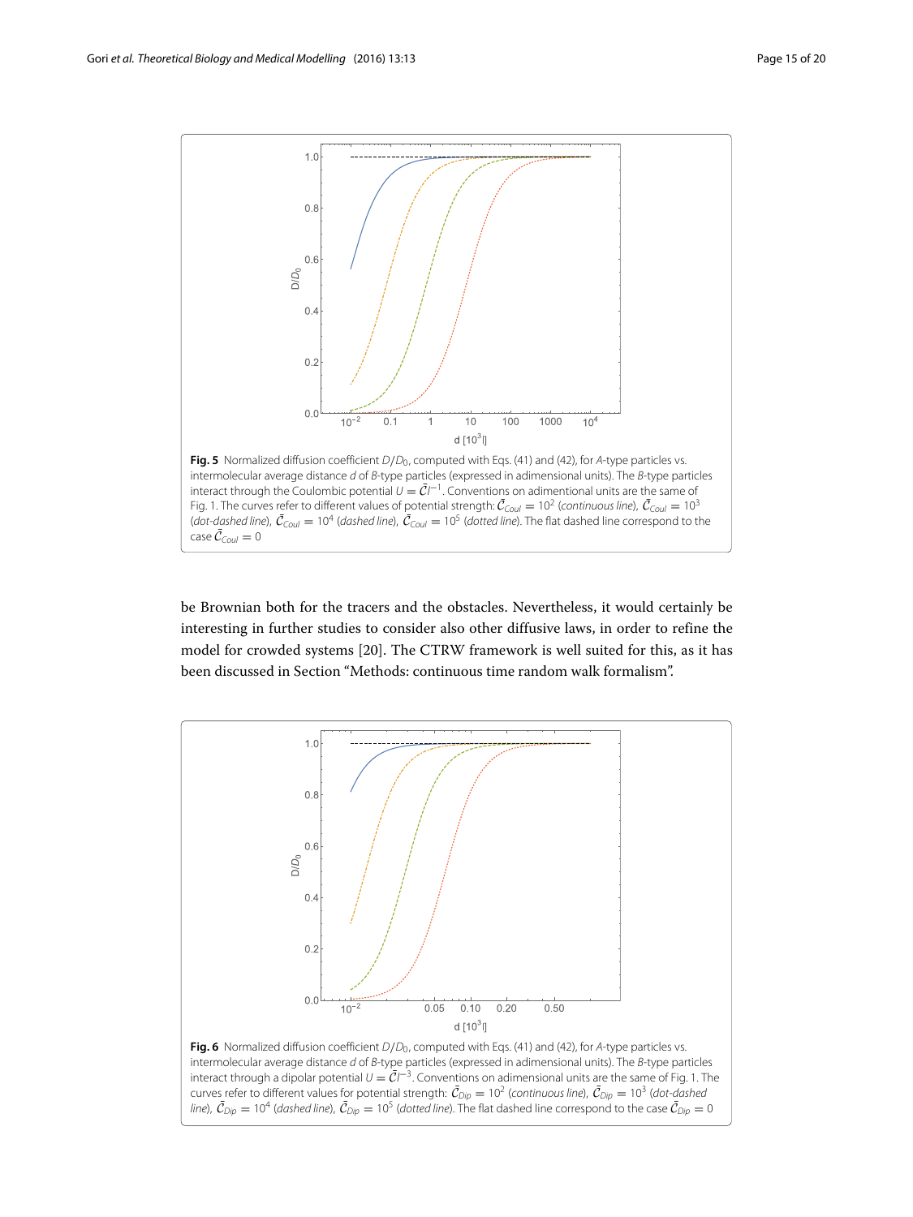**Fig. 5** Normalized diffusion coefficient $D/D_0$, computed with Eqs. (41) and (42), for *A*-type particles vs. intermolecular average distance *d* of *B*-type particles (expressed in adimensional units). The *B*-type particles interact through the Coulombic potential $U = \tilde{\mathcal{C}} l^{-1}$. Conventions on adimentional units are the same of Fig. 1. The curves refer to different values of potential strength: $\tilde{\mathcal{C}}_{Coul} = 10^2$ (*continuous line*), $\tilde{\mathcal{C}}_{Coul} = 10^3$ (*dot-dashed line*), $\tilde{\mathcal{C}}_{Coul} = 10^4$ (*dashed line*), $\tilde{\mathcal{C}}_{Coul} = 10^5$ (*dotted line*). The flat dashed line correspond to the case $\tilde{\mathcal{C}}_{Coul} = 0$

be Brownian both for the tracers and the obstacles. Nevertheless, it would certainly be interesting in further studies to consider also other diffusive laws, in order to refine the model for crowded systems [20]. The CTRW framework is well suited for this, as it has been discussed in Section "Methods: continuous time random walk formalism".

**Fig. 6** Normalized diffusion coefficient $D/D_0$, computed with Eqs. (41) and (42), for *A*-type particles vs. intermolecular average distance *d* of *B*-type particles (expressed in adimensional units). The *B*-type particles interact through a dipolar potential $U = \tilde{\mathcal{C}} l^{-3}$. Conventions on adimensional units are the same of Fig. 1. The curves refer to different values for potential strength: $\tilde{\mathcal{C}}_{Dip} = 10^2$ (*continuous line*), $\tilde{\mathcal{C}}_{Dip} = 10^3$ (*dot-dashed line*), $\tilde{\mathcal{C}}_{Dip} = 10^4$ (*dashed line*), $\tilde{\mathcal{C}}_{Dip} = 10^5$ (*dotted line*). The flat dashed line correspond to the case $\tilde{\mathcal{C}}_{Dip} = 0$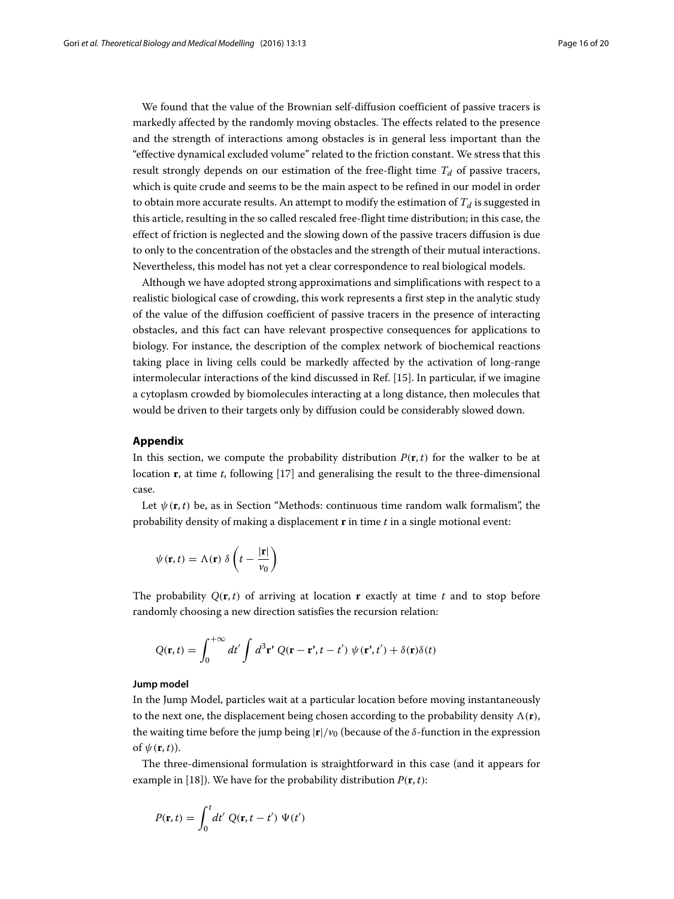We found that the value of the Brownian self-diffusion coefficient of passive tracers is markedly affected by the randomly moving obstacles. The effects related to the presence and the strength of interactions among obstacles is in general less important than the "effective dynamical excluded volume" related to the friction constant. We stress that this result strongly depends on our estimation of the free-flight time $T_d$ of passive tracers, which is quite crude and seems to be the main aspect to be refined in our model in order to obtain more accurate results. An attempt to modify the estimation of $T_d$ is suggested in this article, resulting in the so called rescaled free-flight time distribution; in this case, the effect of friction is neglected and the slowing down of the passive tracers diffusion is due to only to the concentration of the obstacles and the strength of their mutual interactions. Nevertheless, this model has not yet a clear correspondence to real biological models.

Although we have adopted strong approximations and simplifications with respect to a realistic biological case of crowding, this work represents a first step in the analytic study of the value of the diffusion coefficient of passive tracers in the presence of interacting obstacles, and this fact can have relevant prospective consequences for applications to biology. For instance, the description of the complex network of biochemical reactions taking place in living cells could be markedly affected by the activation of long-range intermolecular interactions of the kind discussed in Ref. [15]. In particular, if we imagine a cytoplasm crowded by biomolecules interacting at a long distance, then molecules that would be driven to their targets only by diffusion could be considerably slowed down.

## Appendix

In this section, we compute the probability distribution $P(\mathbf{r}, t)$ for the walker to be at location $\mathbf{r}$, at time $t$, following [17] and generalising the result to the three-dimensional case.

Let $\psi(\mathbf{r}, t)$ be, as in Section "Methods: continuous time random walk formalism", the probability density of making a displacement $\mathbf{r}$ in time $t$ in a single motional event:

$$\psi(\mathbf{r}, t) = \Lambda(\mathbf{r})\, \delta\left(t - \frac{|\mathbf{r}|}{v_0}\right)$$

The probability $Q(\mathbf{r}, t)$ of arriving at location $\mathbf{r}$ exactly at time $t$ and to stop before randomly choosing a new direction satisfies the recursion relation:

$$Q(\mathbf{r}, t) = \int_0^{+\infty} dt' \int d^3\mathbf{r}'\; Q(\mathbf{r} - \mathbf{r}', t - t')\; \psi(\mathbf{r}', t') + \delta(\mathbf{r})\delta(t)$$

### Jump model

In the Jump Model, particles wait at a particular location before moving instantaneously to the next one, the displacement being chosen according to the probability density $\Lambda(\mathbf{r})$, the waiting time before the jump being $|\mathbf{r}|/v_0$ (because of the $\delta$-function in the expression of $\psi(\mathbf{r}, t)$).

The three-dimensional formulation is straightforward in this case (and it appears for example in [18]). We have for the probability distribution $P(\mathbf{r}, t)$:

$$P(\mathbf{r}, t) = \int_0^t dt'\; Q(\mathbf{r}, t - t')\; \Psi(t')$$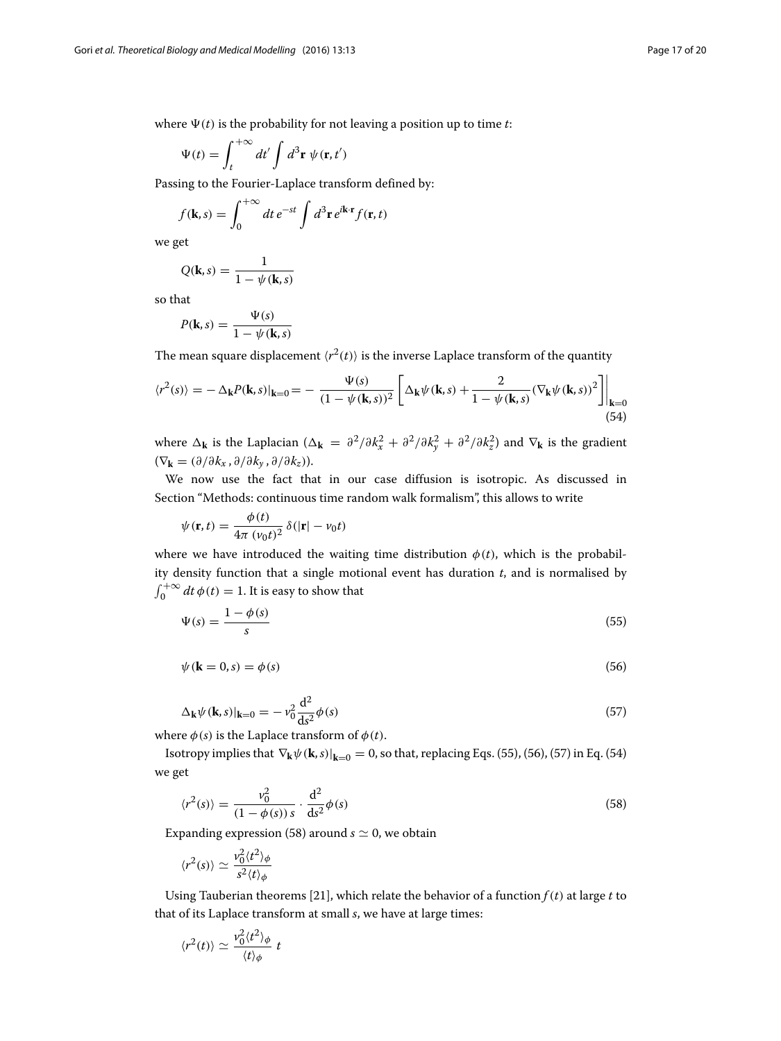where $\Psi(t)$ is the probability for not leaving a position up to time $t$:

$$\Psi(t) = \int_t^{+\infty} dt' \int d^3\mathbf{r}\ \psi(\mathbf{r}, t')$$

Passing to the Fourier-Laplace transform defined by:

$$f(\mathbf{k}, s) = \int_0^{+\infty} dt\, e^{-st} \int d^3\mathbf{r}\, e^{i\mathbf{k}\cdot\mathbf{r}} f(\mathbf{r}, t)$$

we get

$$Q(\mathbf{k}, s) = \frac{1}{1 - \psi(\mathbf{k}, s)}$$

so that

$$P(\mathbf{k}, s) = \frac{\Psi(s)}{1 - \psi(\mathbf{k}, s)}$$

The mean square displacement $\langle r^2(t)\rangle$ is the inverse Laplace transform of the quantity

$$\langle r^2(s)\rangle = -\Delta_{\mathbf{k}} P(\mathbf{k}, s)|_{\mathbf{k}=0} = -\frac{\Psi(s)}{(1 - \psi(\mathbf{k}, s))^2} \left[ \Delta_{\mathbf{k}} \psi(\mathbf{k}, s) + \frac{2}{1 - \psi(\mathbf{k}, s)} (\nabla_{\mathbf{k}} \psi(\mathbf{k}, s))^2 \right]\Bigg|_{\mathbf{k}=0} \tag{54}$$

where $\Delta_{\mathbf{k}}$ is the Laplacian ($\Delta_{\mathbf{k}} = \partial^2/\partial k_x^2 + \partial^2/\partial k_y^2 + \partial^2/\partial k_z^2$) and $\nabla_{\mathbf{k}}$ is the gradient ($\nabla_{\mathbf{k}} = (\partial/\partial k_x, \partial/\partial k_y, \partial/\partial k_z)$).

We now use the fact that in our case diffusion is isotropic. As discussed in Section "Methods: continuous time random walk formalism", this allows to write

$$\psi(\mathbf{r}, t) = \frac{\phi(t)}{4\pi\ (v_0 t)^2}\ \delta(|\mathbf{r}| - v_0 t)$$

where we have introduced the waiting time distribution $\phi(t)$, which is the probability density function that a single motional event has duration $t$, and is normalised by $\int_0^{+\infty} dt\, \phi(t) = 1$. It is easy to show that

$$\Psi(s) = \frac{1 - \phi(s)}{s} \tag{55}$$

$$\psi(\mathbf{k} = 0, s) = \phi(s) \tag{56}$$

$$\Delta_{\mathbf{k}} \psi(\mathbf{k}, s)|_{\mathbf{k}=0} = -v_0^2 \frac{\mathrm{d}^2}{\mathrm{d}s^2} \phi(s) \tag{57}$$

where $\phi(s)$ is the Laplace transform of $\phi(t)$.

Isotropy implies that $\nabla_{\mathbf{k}} \psi(\mathbf{k}, s)|_{\mathbf{k}=0} = 0$, so that, replacing Eqs. (55), (56), (57) in Eq. (54) we get

$$\langle r^2(s)\rangle = \frac{v_0^2}{(1 - \phi(s))\, s} \cdot \frac{\mathrm{d}^2}{\mathrm{d}s^2} \phi(s) \tag{58}$$

Expanding expression (58) around $s \simeq 0$, we obtain

$$\langle r^2(s)\rangle \simeq \frac{v_0^2 \langle t^2\rangle_\phi}{s^2 \langle t\rangle_\phi}$$

Using Tauberian theorems [21], which relate the behavior of a function $f(t)$ at large $t$ to that of its Laplace transform at small $s$, we have at large times:

$$\langle r^2(t)\rangle \simeq \frac{v_0^2 \langle t^2\rangle_\phi}{\langle t\rangle_\phi}\ t$$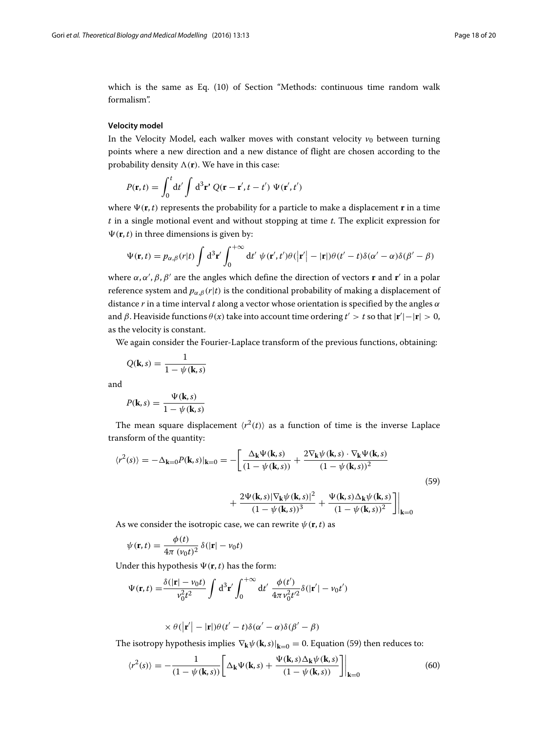which is the same as Eq. (10) of Section "Methods: continuous time random walk formalism".

#### Velocity model

In the Velocity Model, each walker moves with constant velocity $v_0$ between turning points where a new direction and a new distance of flight are chosen according to the probability density $\Lambda(\mathbf{r})$. We have in this case:

$$P(\mathbf{r},t) = \int_0^t \mathrm{d}t' \int \mathrm{d}^3\mathbf{r'}\ Q(\mathbf{r}-\mathbf{r}',t-t')\ \Psi(\mathbf{r}',t')$$

where $\Psi(\mathbf{r},t)$ represents the probability for a particle to make a displacement $\mathbf{r}$ in a time $t$ in a single motional event and without stopping at time $t$. The explicit expression for $\Psi(\mathbf{r},t)$ in three dimensions is given by:

$$\Psi(\mathbf{r},t) = p_{\alpha,\beta}(r|t) \int \mathrm{d}^3\mathbf{r}' \int_0^{+\infty} \mathrm{d}t'\ \psi(\mathbf{r}',t')\theta(\left|\mathbf{r}'\right| - |\mathbf{r}|)\theta(t'-t)\delta(\alpha'-\alpha)\delta(\beta'-\beta)$$

where $\alpha, \alpha', \beta, \beta'$ are the angles which define the direction of vectors $\mathbf{r}$ and $\mathbf{r}'$ in a polar reference system and $p_{\alpha,\beta}(r|t)$ is the conditional probability of making a displacement of distance $r$ in a time interval $t$ along a vector whose orientation is specified by the angles $\alpha$ and $\beta$. Heaviside functions $\theta(x)$ take into account time ordering $t' > t$ so that $|\mathbf{r}'| - |\mathbf{r}| > 0$, as the velocity is constant.

We again consider the Fourier-Laplace transform of the previous functions, obtaining:

$$Q(\mathbf{k},s) = \frac{1}{1-\psi(\mathbf{k},s)}$$

and

$$P(\mathbf{k},s) = \frac{\Psi(\mathbf{k},s)}{1-\psi(\mathbf{k},s)}$$

The mean square displacement $\langle r^2(t)\rangle$ as a function of time is the inverse Laplace transform of the quantity:

$$\langle r^2(s)\rangle = -\Delta_{\mathbf{k}=0}P(\mathbf{k},s)|_{\mathbf{k}=0} = -\left[\frac{\Delta_{\mathbf{k}}\Psi(\mathbf{k},s)}{(1-\psi(\mathbf{k},s))} + \frac{2\nabla_{\mathbf{k}}\psi(\mathbf{k},s)\cdot\nabla_{\mathbf{k}}\Psi(\mathbf{k},s)}{(1-\psi(\mathbf{k},s))^2} + \frac{2\Psi(\mathbf{k},s)|\nabla_{\mathbf{k}}\psi(\mathbf{k},s)|^2}{(1-\psi(\mathbf{k},s))^3} + \frac{\Psi(\mathbf{k},s)\Delta_{\mathbf{k}}\psi(\mathbf{k},s)}{(1-\psi(\mathbf{k},s))^2}\right]\Bigg|_{\mathbf{k}=0} \tag{59}$$

As we consider the isotropic case, we can rewrite $\psi(\mathbf{r},t)$ as

$$\psi(\mathbf{r},t) = \frac{\phi(t)}{4\pi\ (v_0t)^2}\ \delta(|\mathbf{r}| - v_0t)$$

Under this hypothesis $\Psi(\mathbf{r},t)$ has the form:

$$\Psi(\mathbf{r},t) = \frac{\delta(|\mathbf{r}|-v_0t)}{v_0^2t^2}\int \mathrm{d}^3\mathbf{r}' \int_0^{+\infty}\mathrm{d}t'\ \frac{\phi(t')}{4\pi v_0^2 t'^2}\delta(|\mathbf{r}'| - v_0t') \times \theta(\left|\mathbf{r}'\right| - |\mathbf{r}|)\theta(t'-t)\delta(\alpha'-\alpha)\delta(\beta'-\beta)$$

The isotropy hypothesis implies $\nabla_{\mathbf{k}}\psi(\mathbf{k},s)|_{\mathbf{k}=0} = 0$. Equation (59) then reduces to:

$$\langle r^2(s)\rangle = -\frac{1}{(1-\psi(\mathbf{k},s))}\left[\Delta_{\mathbf{k}}\Psi(\mathbf{k},s) + \frac{\Psi(\mathbf{k},s)\Delta_{\mathbf{k}}\psi(\mathbf{k},s)}{(1-\psi(\mathbf{k},s))}\right]\Bigg|_{\mathbf{k}=0} \tag{60}$$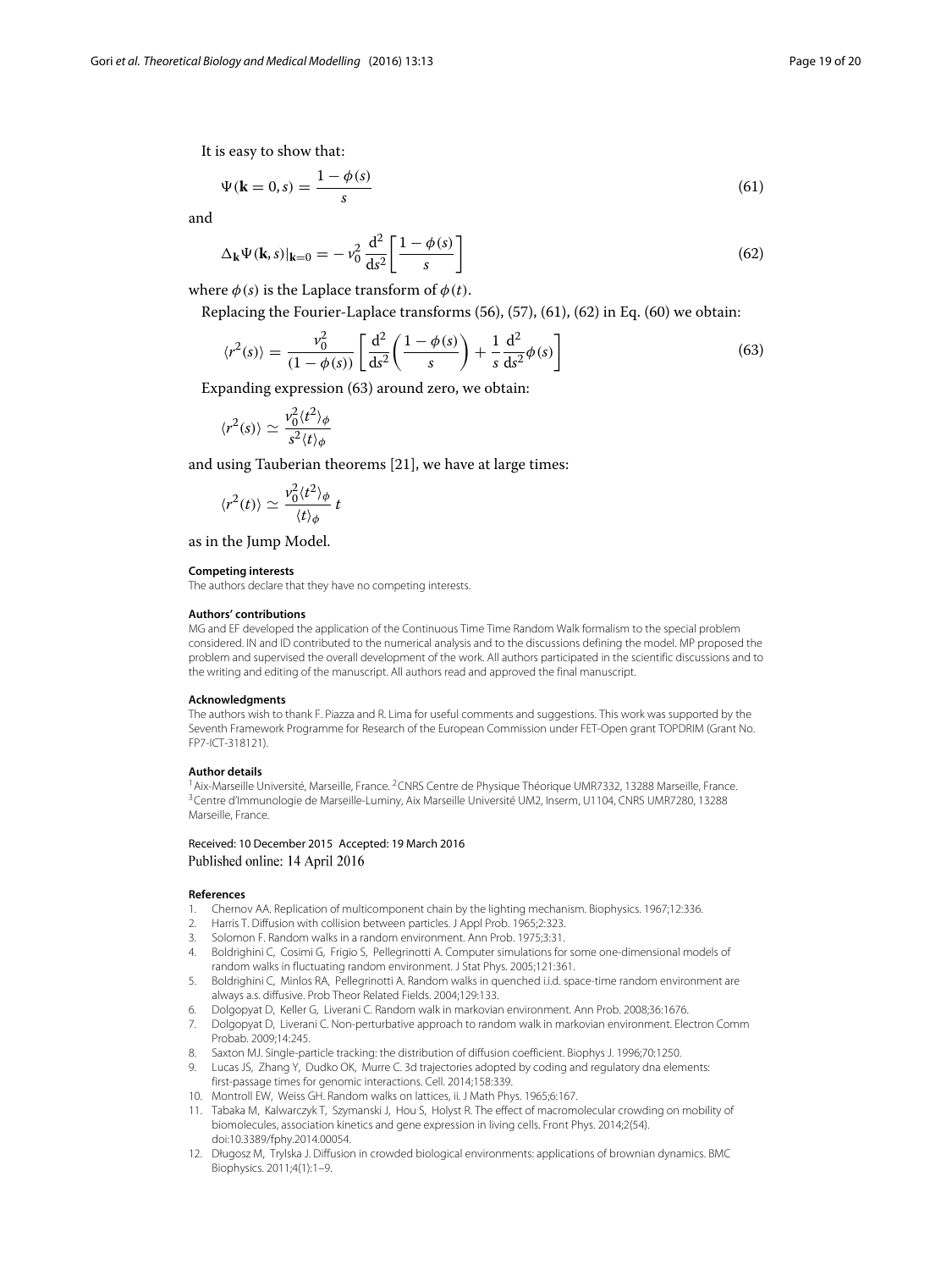It is easy to show that:

$$\Psi(\mathbf{k}=0,s) = \frac{1-\phi(s)}{s} \tag{61}$$

and

$$\Delta_{\mathbf{k}}\Psi(\mathbf{k},s)|_{\mathbf{k}=0} = -v_0^2 \frac{\mathrm{d}^2}{\mathrm{d}s^2}\left[\frac{1-\phi(s)}{s}\right] \tag{62}$$

where $\phi(s)$ is the Laplace transform of $\phi(t)$.

Replacing the Fourier-Laplace transforms (56), (57), (61), (62) in Eq. (60) we obtain:

$$\langle r^2(s)\rangle = \frac{v_0^2}{(1-\phi(s))}\left[\frac{\mathrm{d}^2}{\mathrm{d}s^2}\left(\frac{1-\phi(s)}{s}\right) + \frac{1}{s}\frac{\mathrm{d}^2}{\mathrm{d}s^2}\phi(s)\right] \tag{63}$$

Expanding expression (63) around zero, we obtain:

$$\langle r^2(s)\rangle \simeq \frac{v_0^2\langle t^2\rangle_\phi}{s^2\langle t\rangle_\phi}$$

and using Tauberian theorems [21], we have at large times:

$$\langle r^2(t)\rangle \simeq \frac{v_0^2\langle t^2\rangle_\phi}{\langle t\rangle_\phi}\, t$$

as in the Jump Model.

#### Competing interests

The authors declare that they have no competing interests.

#### Authors' contributions

MG and EF developed the application of the Continuous Time Time Random Walk formalism to the special problem considered. IN and ID contributed to the numerical analysis and to the discussions defining the model. MP proposed the problem and supervised the overall development of the work. All authors participated in the scientific discussions and to the writing and editing of the manuscript. All authors read and approved the final manuscript.

#### Acknowledgments

The authors wish to thank F. Piazza and R. Lima for useful comments and suggestions. This work was supported by the Seventh Framework Programme for Research of the European Commission under FET-Open grant TOPDRIM (Grant No. FP7-ICT-318121).

#### Author details

[1]Aix-Marseille Université, Marseille, France. [2]CNRS Centre de Physique Théorique UMR7332, 13288 Marseille, France. [3]Centre d'Immunologie de Marseille-Luminy, Aix Marseille Université UM2, Inserm, U1104, CNRS UMR7280, 13288 Marseille, France.

Received: 10 December 2015 Accepted: 19 March 2016
Published online: 14 April 2016

#### References

1. Chernov AA. Replication of multicomponent chain by the lighting mechanism. Biophysics. 1967;12:336.
2. Harris T. Diffusion with collision between particles. J Appl Prob. 1965;2:323.
3. Solomon F. Random walks in a random environment. Ann Prob. 1975;3:31.
4. Boldrighini C, Cosimi G, Frigio S, Pellegrinotti A. Computer simulations for some one-dimensional models of random walks in fluctuating random environment. J Stat Phys. 2005;121:361.
5. Boldrighini C, Minlos RA, Pellegrinotti A. Random walks in quenched i.i.d. space-time random environment are always a.s. diffusive. Prob Theor Related Fields. 2004;129:133.
6. Dolgopyat D, Keller G, Liverani C. Random walk in markovian environment. Ann Prob. 2008;36:1676.
7. Dolgopyat D, Liverani C. Non-perturbative approach to random walk in markovian environment. Electron Comm Probab. 2009;14:245.
8. Saxton MJ. Single-particle tracking: the distribution of diffusion coefficient. Biophys J. 1996;70:1250.
9. Lucas JS, Zhang Y, Dudko OK, Murre C. 3d trajectories adopted by coding and regulatory dna elements: first-passage times for genomic interactions. Cell. 2014;158:339.
10. Montroll EW, Weiss GH. Random walks on lattices, ii. J Math Phys. 1965;6:167.
11. Tabaka M, Kalwarczyk T, Szymanski J, Hou S, Holyst R. The effect of macromolecular crowding on mobility of biomolecules, association kinetics and gene expression in living cells. Front Phys. 2014;2(54). doi:10.3389/fphy.2014.00054.
12. Długosz M, Trylska J. Diffusion in crowded biological environments: applications of brownian dynamics. BMC Biophysics. 2011;4(1):1–9.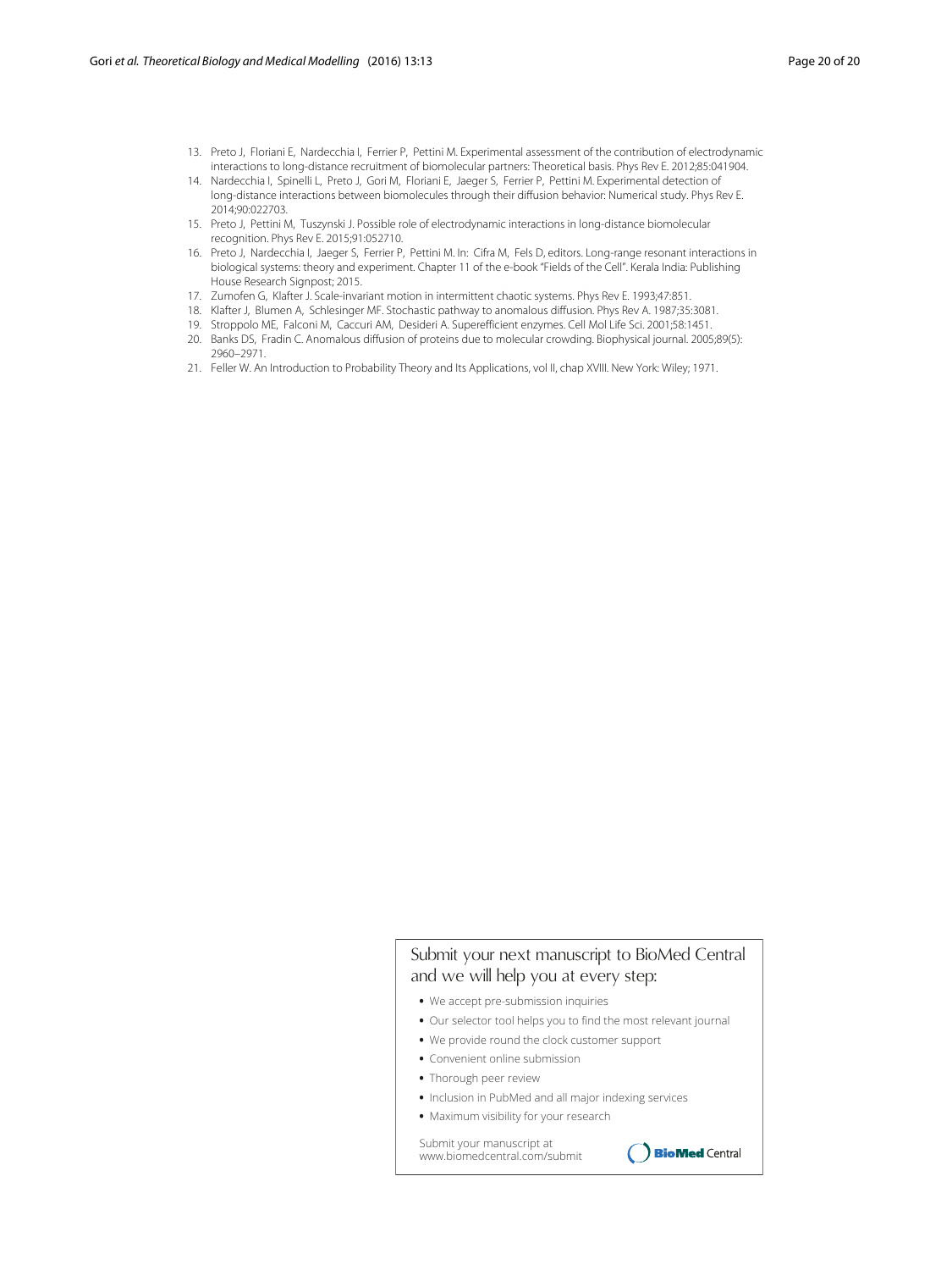13. Preto J, Floriani E, Nardecchia I, Ferrier P, Pettini M. Experimental assessment of the contribution of electrodynamic interactions to long-distance recruitment of biomolecular partners: Theoretical basis. Phys Rev E. 2012;85:041904.
14. Nardecchia I, Spinelli L, Preto J, Gori M, Floriani E, Jaeger S, Ferrier P, Pettini M. Experimental detection of long-distance interactions between biomolecules through their diffusion behavior: Numerical study. Phys Rev E. 2014;90:022703.
15. Preto J, Pettini M, Tuszynski J. Possible role of electrodynamic interactions in long-distance biomolecular recognition. Phys Rev E. 2015;91:052710.
16. Preto J, Nardecchia I, Jaeger S, Ferrier P, Pettini M. In: Cifra M, Fels D, editors. Long-range resonant interactions in biological systems: theory and experiment. Chapter 11 of the e-book "Fields of the Cell". Kerala India: Publishing House Research Signpost; 2015.
17. Zumofen G, Klafter J. Scale-invariant motion in intermittent chaotic systems. Phys Rev E. 1993;47:851.
18. Klafter J, Blumen A, Schlesinger MF. Stochastic pathway to anomalous diffusion. Phys Rev A. 1987;35:3081.
19. Stroppolo ME, Falconi M, Caccuri AM, Desideri A. Superefficient enzymes. Cell Mol Life Sci. 2001;58:1451.
20. Banks DS, Fradin C. Anomalous diffusion of proteins due to molecular crowding. Biophysical journal. 2005;89(5): 2960–2971.
21. Feller W. An Introduction to Probability Theory and Its Applications, vol II, chap XVIII. New York: Wiley; 1971.

Submit your next manuscript to BioMed Central and we will help you at every step:

- We accept pre-submission inquiries
- Our selector tool helps you to find the most relevant journal
- We provide round the clock customer support
- Convenient online submission
- Thorough peer review
- Inclusion in PubMed and all major indexing services
- Maximum visibility for your research

Submit your manuscript at www.biomedcentral.com/submit

BioMed Central